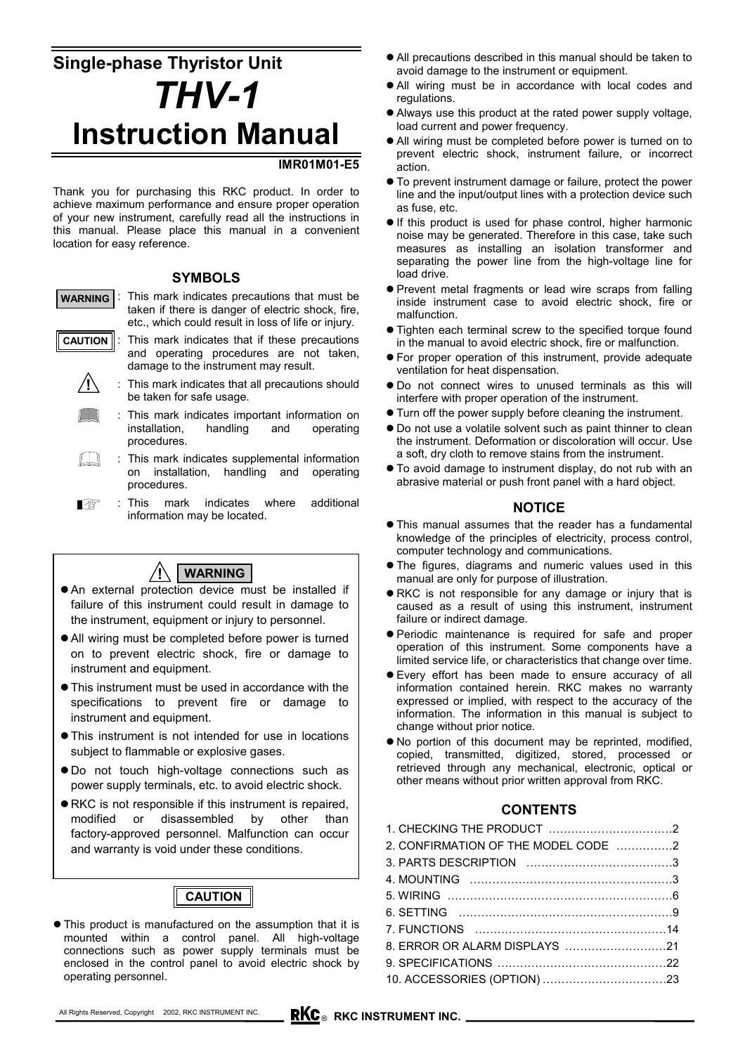# Single-phase Thyristor Unit

# *THV-1*

# Instruction Manual

**IMR01M01-E5**

Thank you for purchasing this RKC product. In order to achieve maximum performance and ensure proper operation of your new instrument, carefully read all the instructions in this manual. Please place this manual in a convenient location for easy reference.

## SYMBOLS

**WARNING** : This mark indicates precautions that must be taken if there is danger of electric shock, fire, etc., which could result in loss of life or injury.

**CAUTION** : This mark indicates that if these precautions and operating procedures are not taken, damage to the instrument may result.

⚠ : This mark indicates that all precautions should be taken for safe usage.

: This mark indicates important information on installation, handling and operating procedures.

: This mark indicates supplemental information on installation, handling and operating procedures.

☞ : This mark indicates where additional information may be located.

## ⚠ WARNING

- An external protection device must be installed if failure of this instrument could result in damage to the instrument, equipment or injury to personnel.
- All wiring must be completed before power is turned on to prevent electric shock, fire or damage to instrument and equipment.
- This instrument must be used in accordance with the specifications to prevent fire or damage to instrument and equipment.
- This instrument is not intended for use in locations subject to flammable or explosive gases.
- Do not touch high-voltage connections such as power supply terminals, etc. to avoid electric shock.
- RKC is not responsible if this instrument is repaired, modified or disassembled by other than factory-approved personnel. Malfunction can occur and warranty is void under these conditions.

## CAUTION

- This product is manufactured on the assumption that it is mounted within a control panel. All high-voltage connections such as power supply terminals must be enclosed in the control panel to avoid electric shock by operating personnel.
- All precautions described in this manual should be taken to avoid damage to the instrument or equipment.
- All wiring must be in accordance with local codes and regulations.
- Always use this product at the rated power supply voltage, load current and power frequency.
- All wiring must be completed before power is turned on to prevent electric shock, instrument failure, or incorrect action.
- To prevent instrument damage or failure, protect the power line and the input/output lines with a protection device such as fuse, etc.
- If this product is used for phase control, higher harmonic noise may be generated. Therefore in this case, take such measures as installing an isolation transformer and separating the power line from the high-voltage line for load drive.
- Prevent metal fragments or lead wire scraps from falling inside instrument case to avoid electric shock, fire or malfunction.
- Tighten each terminal screw to the specified torque found in the manual to avoid electric shock, fire or malfunction.
- For proper operation of this instrument, provide adequate ventilation for heat dispensation.
- Do not connect wires to unused terminals as this will interfere with proper operation of the instrument.
- Turn off the power supply before cleaning the instrument.
- Do not use a volatile solvent such as paint thinner to clean the instrument. Deformation or discoloration will occur. Use a soft, dry cloth to remove stains from the instrument.
- To avoid damage to instrument display, do not rub with an abrasive material or push front panel with a hard object.

## NOTICE

- This manual assumes that the reader has a fundamental knowledge of the principles of electricity, process control, computer technology and communications.
- The figures, diagrams and numeric values used in this manual are only for purpose of illustration.
- RKC is not responsible for any damage or injury that is caused as a result of using this instrument, instrument failure or indirect damage.
- Periodic maintenance is required for safe and proper operation of this instrument. Some components have a limited service life, or characteristics that change over time.
- Every effort has been made to ensure accuracy of all information contained herein. RKC makes no warranty expressed or implied, with respect to the accuracy of the information. The information in this manual is subject to change without prior notice.
- No portion of this document may be reprinted, modified, copied, transmitted, digitized, stored, processed or retrieved through any mechanical, electronic, optical or other means without prior written approval from RKC.

## CONTENTS

1. CHECKING THE PRODUCT ................................2
2. CONFIRMATION OF THE MODEL CODE ...............2
3. PARTS DESCRIPTION ......................................3
4. MOUNTING .....................................................3
5. WIRING ..........................................................6
6. SETTING ........................................................9
7. FUNCTIONS ..................................................14
8. ERROR OR ALARM DISPLAYS ..........................21
9. SPECIFICATIONS ............................................22
10. ACCESSORIES (OPTION) ................................23

All Rights Reserved, Copyright © 2002, RKC INSTRUMENT INC.

RKC INSTRUMENT INC.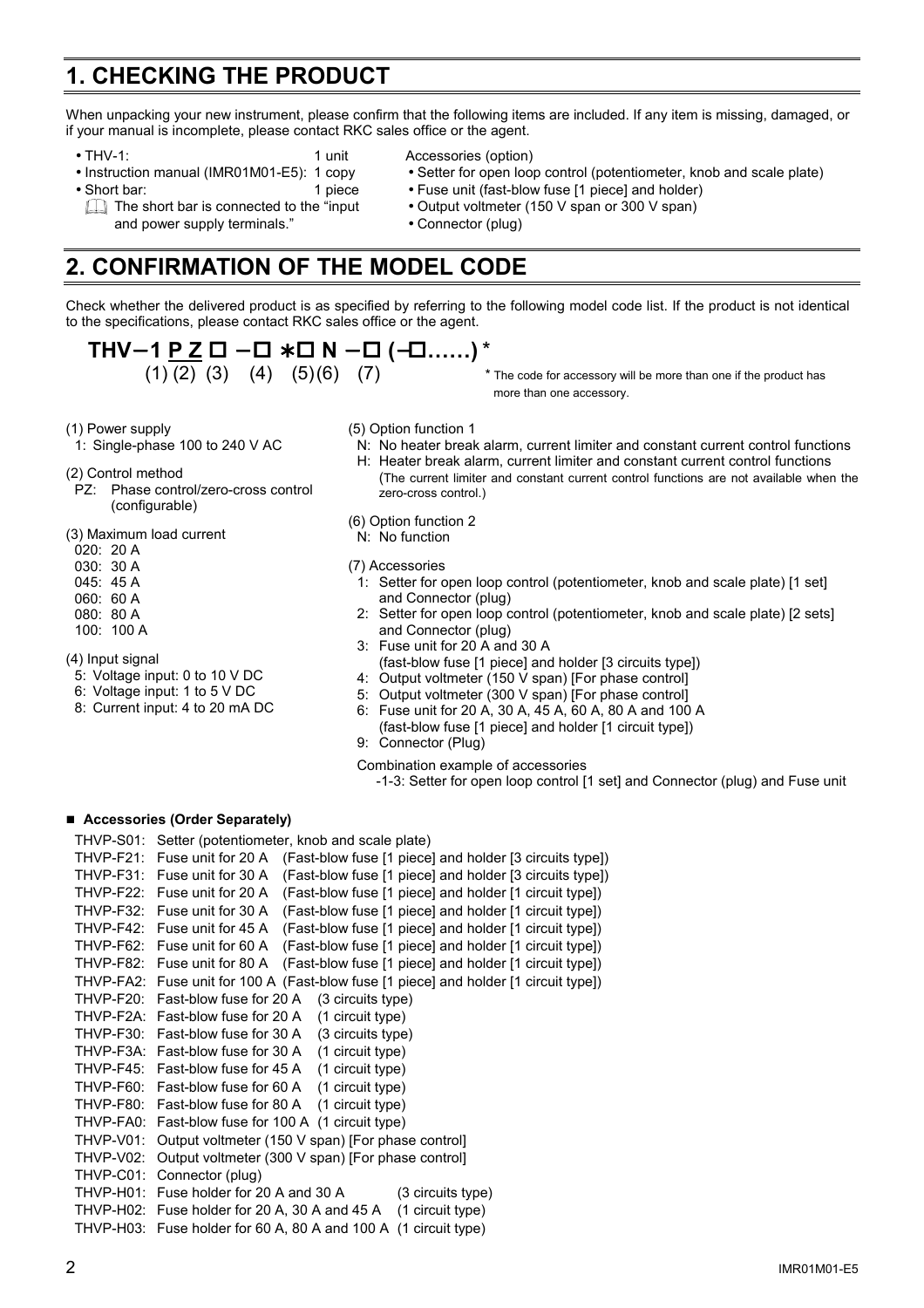# 1. CHECKING THE PRODUCT

When unpacking your new instrument, please confirm that the following items are included. If any item is missing, damaged, or if your manual is incomplete, please contact RKC sales office or the agent.

- THV-1: 1 unit
- Instruction manual (IMR01M01-E5): 1 copy
- Short bar: 1 piece
  - The short bar is connected to the "input and power supply terminals."

Accessories (option)

- Setter for open loop control (potentiometer, knob and scale plate)
- Fuse unit (fast-blow fuse [1 piece] and holder)
- Output voltmeter (150 V span or 300 V span)
- Connector (plug)

# 2. CONFIRMATION OF THE MODEL CODE

Check whether the delivered product is as specified by referring to the following model code list. If the product is not identical to the specifications, please contact RKC sales office or the agent.

**THV – 1 P Z □ – □ ∗□ N – □ (–□……) ***
(1) (2) (3) (4) (5)(6) (7)

* The code for accessory will be more than one if the product has more than one accessory.

(1) Power supply
- 1: Single-phase 100 to 240 V AC

(2) Control method
- PZ: Phase control/zero-cross control (configurable)

(3) Maximum load current
- 020: 20 A
- 030: 30 A
- 045: 45 A
- 060: 60 A
- 080: 80 A
- 100: 100 A

(4) Input signal
- 5: Voltage input: 0 to 10 V DC
- 6: Voltage input: 1 to 5 V DC
- 8: Current input: 4 to 20 mA DC

(5) Option function 1
- N: No heater break alarm, current limiter and constant current control functions
- H: Heater break alarm, current limiter and constant current control functions
  (The current limiter and constant current control functions are not available when the zero-cross control.)

(6) Option function 2
- N: No function

(7) Accessories
- 1: Setter for open loop control (potentiometer, knob and scale plate) [1 set] and Connector (plug)
- 2: Setter for open loop control (potentiometer, knob and scale plate) [2 sets] and Connector (plug)
- 3: Fuse unit for 20 A and 30 A (fast-blow fuse [1 piece] and holder [3 circuits type])
- 4: Output voltmeter (150 V span) [For phase control]
- 5: Output voltmeter (300 V span) [For phase control]
- 6: Fuse unit for 20 A, 30 A, 45 A, 60 A, 80 A and 100 A (fast-blow fuse [1 piece] and holder [1 circuit type])
- 9: Connector (Plug)

Combination example of accessories
-1-3: Setter for open loop control [1 set] and Connector (plug) and Fuse unit

### ■ Accessories (Order Separately)

- THVP-S01: Setter (potentiometer, knob and scale plate)
- THVP-F21: Fuse unit for 20 A (Fast-blow fuse [1 piece] and holder [3 circuits type])
- THVP-F31: Fuse unit for 30 A (Fast-blow fuse [1 piece] and holder [3 circuits type])
- THVP-F22: Fuse unit for 20 A (Fast-blow fuse [1 piece] and holder [1 circuit type])
- THVP-F32: Fuse unit for 30 A (Fast-blow fuse [1 piece] and holder [1 circuit type])
- THVP-F42: Fuse unit for 45 A (Fast-blow fuse [1 piece] and holder [1 circuit type])
- THVP-F62: Fuse unit for 60 A (Fast-blow fuse [1 piece] and holder [1 circuit type])
- THVP-F82: Fuse unit for 80 A (Fast-blow fuse [1 piece] and holder [1 circuit type])
- THVP-FA2: Fuse unit for 100 A (Fast-blow fuse [1 piece] and holder [1 circuit type])
- THVP-F20: Fast-blow fuse for 20 A (3 circuits type)
- THVP-F2A: Fast-blow fuse for 20 A (1 circuit type)
- THVP-F30: Fast-blow fuse for 30 A (3 circuits type)
- THVP-F3A: Fast-blow fuse for 30 A (1 circuit type)
- THVP-F45: Fast-blow fuse for 45 A (1 circuit type)
- THVP-F60: Fast-blow fuse for 60 A (1 circuit type)
- THVP-F80: Fast-blow fuse for 80 A (1 circuit type)
- THVP-FA0: Fast-blow fuse for 100 A (1 circuit type)
- THVP-V01: Output voltmeter (150 V span) [For phase control]
- THVP-V02: Output voltmeter (300 V span) [For phase control]
- THVP-C01: Connector (plug)
- THVP-H01: Fuse holder for 20 A and 30 A (3 circuits type)
- THVP-H02: Fuse holder for 20 A, 30 A and 45 A (1 circuit type)
- THVP-H03: Fuse holder for 60 A, 80 A and 100 A (1 circuit type)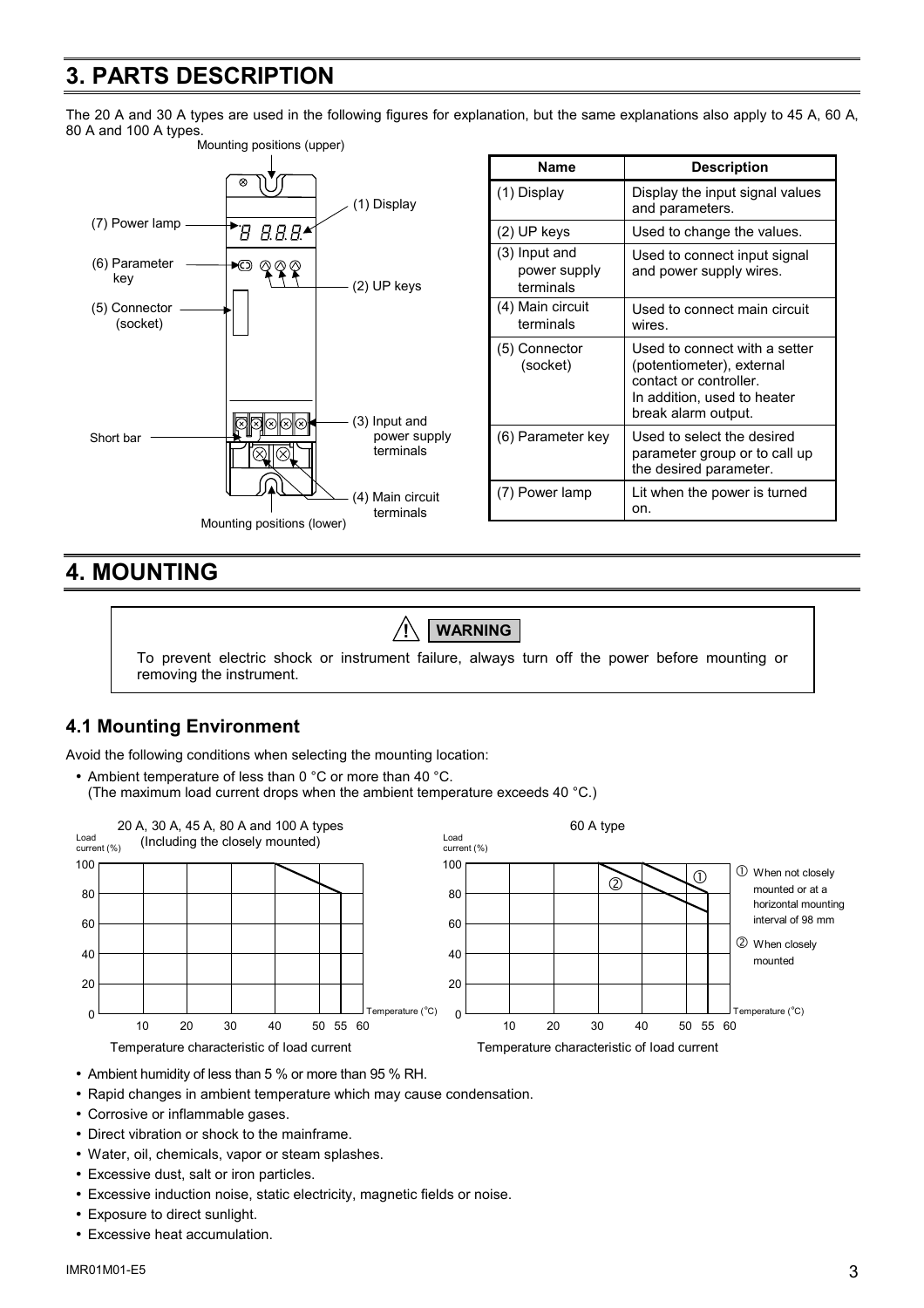# 3. PARTS DESCRIPTION

The 20 A and 30 A types are used in the following figures for explanation, but the same explanations also apply to 45 A, 60 A, 80 A and 100 A types.

Mounting positions (upper)

(1) Display
(2) UP keys
(3) Input and power supply terminals
(4) Main circuit terminals
(5) Connector (socket)
(6) Parameter key
(7) Power lamp
Short bar

Mounting positions (lower)

| Name | Description |
|---|---|
| (1) Display | Display the input signal values and parameters. |
| (2) UP keys | Used to change the values. |
| (3) Input and power supply terminals | Used to connect input signal and power supply wires. |
| (4) Main circuit terminals | Used to connect main circuit wires. |
| (5) Connector (socket) | Used to connect with a setter (potentiometer), external contact or controller. In addition, used to heater break alarm output. |
| (6) Parameter key | Used to select the desired parameter group or to call up the desired parameter. |
| (7) Power lamp | Lit when the power is turned on. |

# 4. MOUNTING

> **WARNING**
>
> To prevent electric shock or instrument failure, always turn off the power before mounting or removing the instrument.

## 4.1 Mounting Environment

Avoid the following conditions when selecting the mounting location:

- Ambient temperature of less than 0 °C or more than 40 °C.
  (The maximum load current drops when the ambient temperature exceeds 40 °C.)

20 A, 30 A, 45 A, 80 A and 100 A types (Including the closely mounted)

Temperature characteristic of load current

60 A type

① When not closely mounted or at a horizontal mounting interval of 98 mm

② When closely mounted

Temperature characteristic of load current

- Ambient humidity of less than 5 % or more than 95 % RH.
- Rapid changes in ambient temperature which may cause condensation.
- Corrosive or inflammable gases.
- Direct vibration or shock to the mainframe.
- Water, oil, chemicals, vapor or steam splashes.
- Excessive dust, salt or iron particles.
- Excessive induction noise, static electricity, magnetic fields or noise.
- Exposure to direct sunlight.
- Excessive heat accumulation.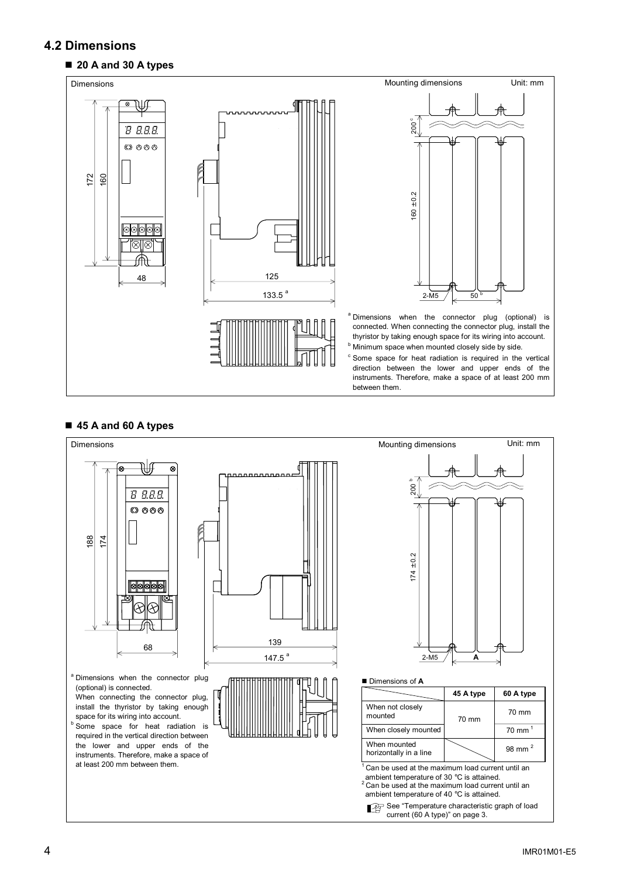## 4.2 Dimensions

### ■ 20 A and 30 A types

Dimensions

Mounting dimensions

Unit: mm

172 160 48 125 133.5 [a]

200 [c] 160 ±0.2 2-M5 50 [b]

[a] Dimensions when the connector plug (optional) is connected. When connecting the connector plug, install the thyristor by taking enough space for its wiring into account.

[b] Minimum space when mounted closely side by side.

[c] Some space for heat radiation is required in the vertical direction between the lower and upper ends of the instruments. Therefore, make a space of at least 200 mm between them.

### ■ 45 A and 60 A types

Dimensions

Mounting dimensions

Unit: mm

188 174 68 139 147.5 [a]

200 [b] 174 ±0.2 2-M5 A

[a] Dimensions when the connector plug (optional) is connected. When connecting the connector plug, install the thyristor by taking enough space for its wiring into account.

[b] Some space for heat radiation is required in the vertical direction between the lower and upper ends of the instruments. Therefore, make a space of at least 200 mm between them.

■ Dimensions of **A**

| | 45 A type | 60 A type |
|---|---|---|
| When not closely mounted | 70 mm | 70 mm |
| When closely mounted | | 70 mm [1] |
| When mounted horizontally in a line | | 98 mm [2] |

[1] Can be used at the maximum load current until an ambient temperature of 30 °C is attained.

[2] Can be used at the maximum load current until an ambient temperature of 40 °C is attained.

See "Temperature characteristic graph of load current (60 A type)" on page 3.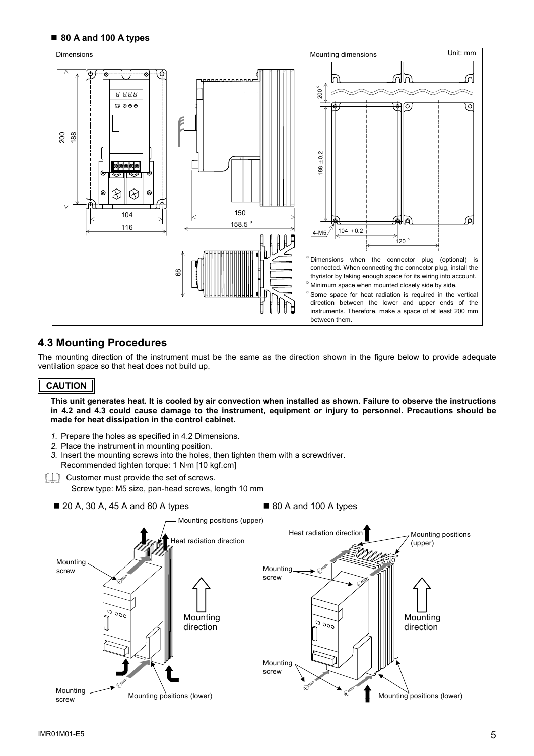■ **80 A and 100 A types**

Dimensions

Mounting dimensions

Unit: mm

[a] Dimensions when the connector plug (optional) is connected. When connecting the connector plug, install the thyristor by taking enough space for its wiring into account.

[b] Minimum space when mounted closely side by side.

[c] Some space for heat radiation is required in the vertical direction between the lower and upper ends of the instruments. Therefore, make a space of at least 200 mm between them.

## 4.3 Mounting Procedures

The mounting direction of the instrument must be the same as the direction shown in the figure below to provide adequate ventilation space so that heat does not build up.

**CAUTION**

**This unit generates heat. It is cooled by air convection when installed as shown. Failure to observe the instructions in 4.2 and 4.3 could cause damage to the instrument, equipment or injury to personnel. Precautions should be made for heat dissipation in the control cabinet.**

1. Prepare the holes as specified in 4.2 Dimensions.
2. Place the instrument in mounting position.
3. Insert the mounting screws into the holes, then tighten them with a screwdriver.
   Recommended tighten torque: 1 N·m [10 kgf.cm]

Customer must provide the set of screws.
Screw type: M5 size, pan-head screws, length 10 mm

■ 20 A, 30 A, 45 A and 60 A types

■ 80 A and 100 A types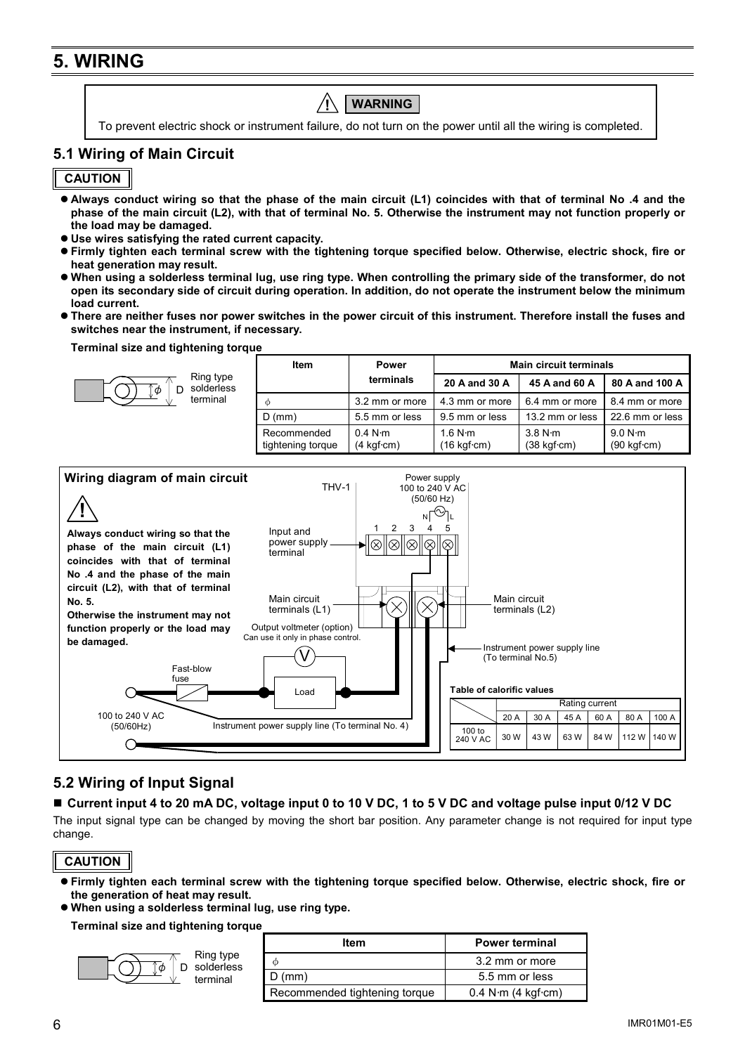# 5. WIRING

> ⚠ **WARNING**
>
> To prevent electric shock or instrument failure, do not turn on the power until all the wiring is completed.

## 5.1 Wiring of Main Circuit

**CAUTION**

- **Always conduct wiring so that the phase of the main circuit (L1) coincides with that of terminal No .4 and the phase of the main circuit (L2), with that of terminal No. 5. Otherwise the instrument may not function properly or the load may be damaged.**
- **Use wires satisfying the rated current capacity.**
- **Firmly tighten each terminal screw with the tightening torque specified below. Otherwise, electric shock, fire or heat generation may result.**
- **When using a solderless terminal lug, use ring type. When controlling the primary side of the transformer, do not open its secondary side of circuit during operation. In addition, do not operate the instrument below the minimum load current.**
- **There are neither fuses nor power switches in the power circuit of this instrument. Therefore install the fuses and switches near the instrument, if necessary.**

**Terminal size and tightening torque**

Ring type solderless terminal

| Item | Power terminals | Main circuit terminals | | |
|---|---|---|---|---|
| | | 20 A and 30 A | 45 A and 60 A | 80 A and 100 A |
| $\phi$ | 3.2 mm or more | 4.3 mm or more | 6.4 mm or more | 8.4 mm or more |
| D (mm) | 5.5 mm or less | 9.5 mm or less | 13.2 mm or less | 22.6 mm or less |
| Recommended tightening torque | 0.4 N·m (4 kgf·cm) | 1.6 N·m (16 kgf·cm) | 3.8 N·m (38 kgf·cm) | 9.0 N·m (90 kgf·cm) |

**Wiring diagram of main circuit**

⚠ **Always conduct wiring so that the phase of the main circuit (L1) coincides with that of terminal No .4 and the phase of the main circuit (L2), with that of terminal No. 5. Otherwise the instrument may not function properly or the load may be damaged.**

THV-1

Power supply 100 to 240 V AC (50/60 Hz)

N L

1 2 3 4 5

Input and power supply terminal

Main circuit terminals (L1)

Main circuit terminals (L2)

Output voltmeter (option) Can use it only in phase control.

Instrument power supply line (To terminal No.5)

Fast-blow fuse

Load

100 to 240 V AC (50/60Hz)

Instrument power supply line (To terminal No. 4)

**Table of calorific values**

| | Rating current | | | | | |
|---|---|---|---|---|---|---|
| | 20 A | 30 A | 45 A | 60 A | 80 A | 100 A |
| 100 to 240 V AC | 30 W | 43 W | 63 W | 84 W | 112 W | 140 W |

## 5.2 Wiring of Input Signal

### ■ Current input 4 to 20 mA DC, voltage input 0 to 10 V DC, 1 to 5 V DC and voltage pulse input 0/12 V DC

The input signal type can be changed by moving the short bar position. Any parameter change is not required for input type change.

**CAUTION**

- **Firmly tighten each terminal screw with the tightening torque specified below. Otherwise, electric shock, fire or the generation of heat may result.**
- **When using a solderless terminal lug, use ring type.**

**Terminal size and tightening torque**

Ring type solderless terminal

| Item | Power terminal |
|---|---|
| $\phi$ | 3.2 mm or more |
| D (mm) | 5.5 mm or less |
| Recommended tightening torque | 0.4 N·m (4 kgf·cm) |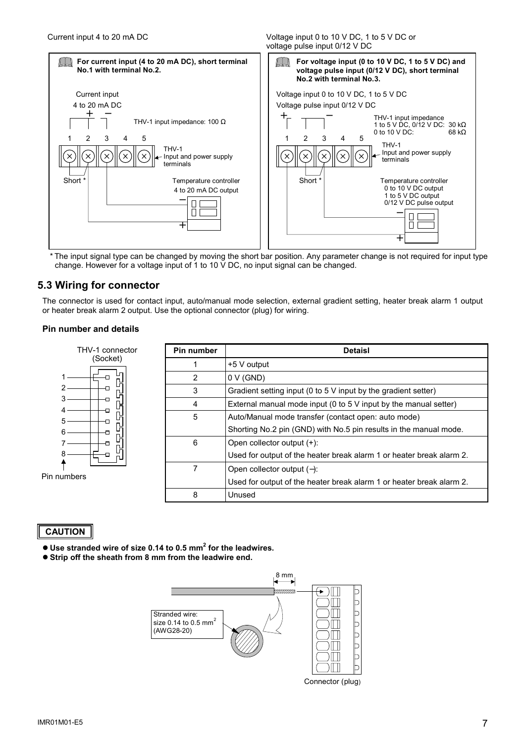Current input 4 to 20 mA DC

**For current input (4 to 20 mA DC), short terminal No.1 with terminal No.2.**

Current input
4 to 20 mA DC
+ −

THV-1 input impedance: 100 Ω

1 2 3 4 5

THV-1
Input and power supply terminals

Short *

Temperature controller
4 to 20 mA DC output

Voltage input 0 to 10 V DC, 1 to 5 V DC or voltage pulse input 0/12 V DC

**For voltage input (0 to 10 V DC, 1 to 5 V DC) and voltage pulse input (0/12 V DC), short terminal No.2 with terminal No.3.**

Voltage input 0 to 10 V DC, 1 to 5 V DC
Voltage pulse input 0/12 V DC
+ −

THV-1 input impedance
1 to 5 V DC, 0/12 V DC: 30 kΩ
0 to 10 V DC: 68 kΩ

1 2 3 4 5

THV-1
Input and power supply terminals

Short *

Temperature controller
0 to 10 V DC output
1 to 5 V DC output
0/12 V DC pulse output

* The input signal type can be changed by moving the short bar position. Any parameter change is not required for input type change. However for a voltage input of 1 to 10 V DC, no input signal can be changed.

## 5.3 Wiring for connector

The connector is used for contact input, auto/manual mode selection, external gradient setting, heater break alarm 1 output or heater break alarm 2 output. Use the optional connector (plug) for wiring.

### Pin number and details

THV-1 connector (Socket)

Pin numbers

| Pin number | Detaisl |
|---|---|
| 1 | +5 V output |
| 2 | 0 V (GND) |
| 3 | Gradient setting input (0 to 5 V input by the gradient setter) |
| 4 | External manual mode input (0 to 5 V input by the manual setter) |
| 5 | Auto/Manual mode transfer (contact open: auto mode)<br>Shorting No.2 pin (GND) with No.5 pin results in the manual mode. |
| 6 | Open collector output (+):<br>Used for output of the heater break alarm 1 or heater break alarm 2. |
| 7 | Open collector output (−):<br>Used for output of the heater break alarm 1 or heater break alarm 2. |
| 8 | Unused |

**CAUTION**

- **Use stranded wire of size 0.14 to 0.5 mm$^2$ for the leadwires.**
- **Strip off the sheath from 8 mm from the leadwire end.**

8 mm

Stranded wire:
size 0.14 to 0.5 mm$^2$
(AWG28-20)

Connector (plug)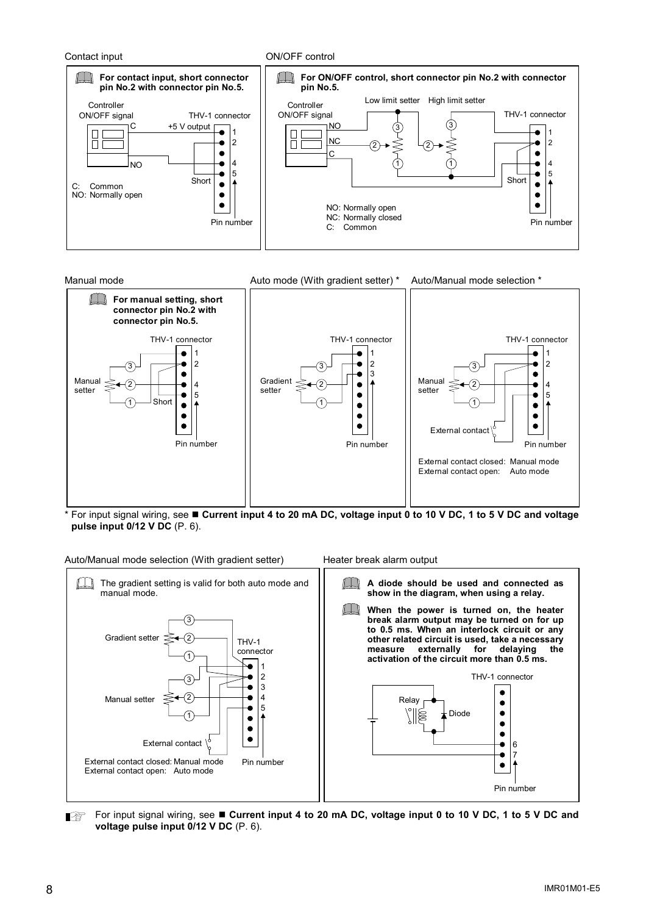Contact input

**For contact input, short connector pin No.2 with connector pin No.5.**

Controller ON/OFF signal — THV-1 connector

C: Common
NO: Normally open

ON/OFF control

**For ON/OFF control, short connector pin No.2 with connector pin No.5.**

Controller ON/OFF signal — Low limit setter — High limit setter — THV-1 connector

NO: Normally open
NC: Normally closed
C: Common

Manual mode

**For manual setting, short connector pin No.2 with connector pin No.5.**

Auto mode (With gradient setter) *

Auto/Manual mode selection *

External contact closed: Manual mode
External contact open: Auto mode

\* For input signal wiring, see ■ **Current input 4 to 20 mA DC, voltage input 0 to 10 V DC, 1 to 5 V DC and voltage pulse input 0/12 V DC** (P. 6).

Auto/Manual mode selection (With gradient setter)

The gradient setting is valid for both auto mode and manual mode.

External contact closed: Manual mode
External contact open: Auto mode

Heater break alarm output

**A diode should be used and connected as show in the diagram, when using a relay.**

**When the power is turned on, the heater break alarm output may be turned on for up to 0.5 ms. When an interlock circuit or any other related circuit is used, take a necessary measure externally for delaying the activation of the circuit more than 0.5 ms.**

For input signal wiring, see ■ **Current input 4 to 20 mA DC, voltage input 0 to 10 V DC, 1 to 5 V DC and voltage pulse input 0/12 V DC** (P. 6).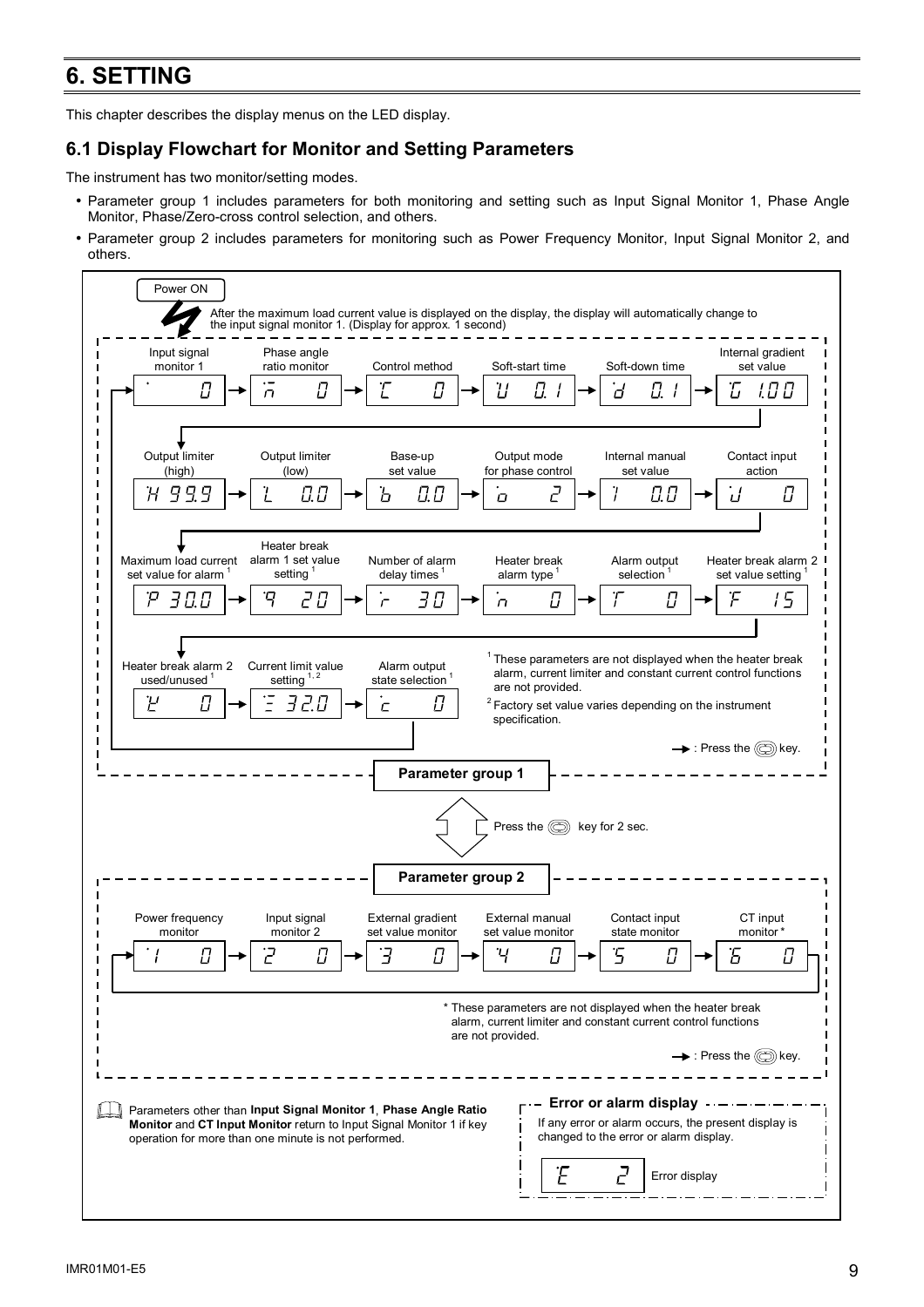# 6. SETTING

This chapter describes the display menus on the LED display.

## 6.1 Display Flowchart for Monitor and Setting Parameters

The instrument has two monitor/setting modes.

- Parameter group 1 includes parameters for both monitoring and setting such as Input Signal Monitor 1, Phase Angle Monitor, Phase/Zero-cross control selection, and others.
- Parameter group 2 includes parameters for monitoring such as Power Frequency Monitor, Input Signal Monitor 2, and others.

Power ON

After the maximum load current value is displayed on the display, the display will automatically change to the input signal monitor 1. (Display for approx. 1 second)

**Parameter group 1**

| Parameter | Display |
|---|---|
| Input signal monitor 1 | 0 |
| Phase angle ratio monitor | n 0 |
| Control method | C 0 |
| Soft-start time | U 0.1 |
| Soft-down time | d 0.1 |
| Internal gradient set value | G 1.00 |
| Output limiter (high) | H 99.9 |
| Output limiter (low) | L 0.0 |
| Base-up set value | b 0.0 |
| Output mode for phase control | o 2 |
| Internal manual set value | 7 0.0 |
| Contact input action | J 0 |
| Maximum load current set value for alarm [1] | P 30.0 |
| Heater break alarm 1 set value setting [1] | 9 20 |
| Number of alarm delay times [1] | r 30 |
| Heater break alarm type [1] | n 0 |
| Alarm output selection [1] | T 0 |
| Heater break alarm 2 set value setting [1] | F 15 |
| Heater break alarm 2 used/unused [1] | Y 0 |
| Current limit value setting [1, 2] | = 32.0 |
| Alarm output state selection [1] | c 0 |

[1] These parameters are not displayed when the heater break alarm, current limiter and constant current control functions are not provided.

[2] Factory set value varies depending on the instrument specification.

→ : Press the key.

Press the key for 2 sec.

**Parameter group 2**

| Parameter | Display |
|---|---|
| Power frequency monitor | 1 0 |
| Input signal monitor 2 | 2 0 |
| External gradient set value monitor | 3 0 |
| External manual set value monitor | 4 0 |
| Contact input state monitor | 5 0 |
| CT input monitor * | 6 0 |

* These parameters are not displayed when the heater break alarm, current limiter and constant current control functions are not provided.

→ : Press the key.

Parameters other than **Input Signal Monitor 1**, **Phase Angle Ratio Monitor** and **CT Input Monitor** return to Input Signal Monitor 1 if key operation for more than one minute is not performed.

**Error or alarm display**

If any error or alarm occurs, the present display is changed to the error or alarm display.

E 2 — Error display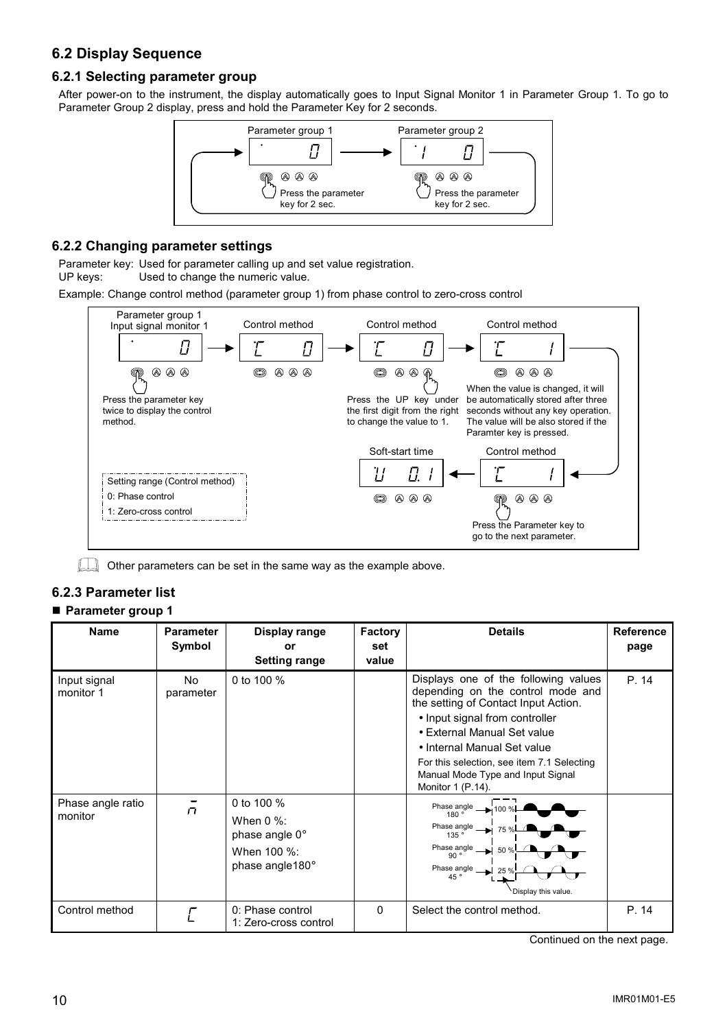## 6.2 Display Sequence

### 6.2.1 Selecting parameter group

After power-on to the instrument, the display automatically goes to Input Signal Monitor 1 in Parameter Group 1. To go to Parameter Group 2 display, press and hold the Parameter Key for 2 seconds.

Parameter group 1 → Parameter group 2

Press the parameter key for 2 sec. / Press the parameter key for 2 sec.

### 6.2.2 Changing parameter settings

Parameter key: Used for parameter calling up and set value registration.
UP keys: Used to change the numeric value.

Example: Change control method (parameter group 1) from phase control to zero-cross control

Parameter group 1 Input signal monitor 1 → Control method → Control method → Control method → Control method → Soft-start time

Press the parameter key twice to display the control method.

Press the UP key under the first digit from the right to change the value to 1.

When the value is changed, it will be automatically stored after three seconds without any key operation. The value will be also stored if the Paramter key is pressed.

Press the Parameter key to go to the next parameter.

Setting range (Control method)
0: Phase control
1: Zero-cross control

Other parameters can be set in the same way as the example above.

### 6.2.3 Parameter list

■ **Parameter group 1**

| Name | Parameter Symbol | Display range or Setting range | Factory set value | Details | Reference page |
|---|---|---|---|---|---|
| Input signal monitor 1 | No parameter | 0 to 100 % | | Displays one of the following values depending on the control mode and the setting of Contact Input Action. • Input signal from controller • External Manual Set value • Internal Manual Set value For this selection, see item 7.1 Selecting Manual Mode Type and Input Signal Monitor 1 (P.14). | P. 14 |
| Phase angle ratio monitor | ñ | 0 to 100 % When 0 %: phase angle 0° When 100 %: phase angle180° | | Phase angle 180 ° → 100 %; Phase angle 135 ° → 75 %; Phase angle 90 ° → 50 %; Phase angle 45 ° → 25 %; Display this value. | |
| Control method | C | 0: Phase control 1: Zero-cross control | 0 | Select the control method. | P. 14 |

Continued on the next page.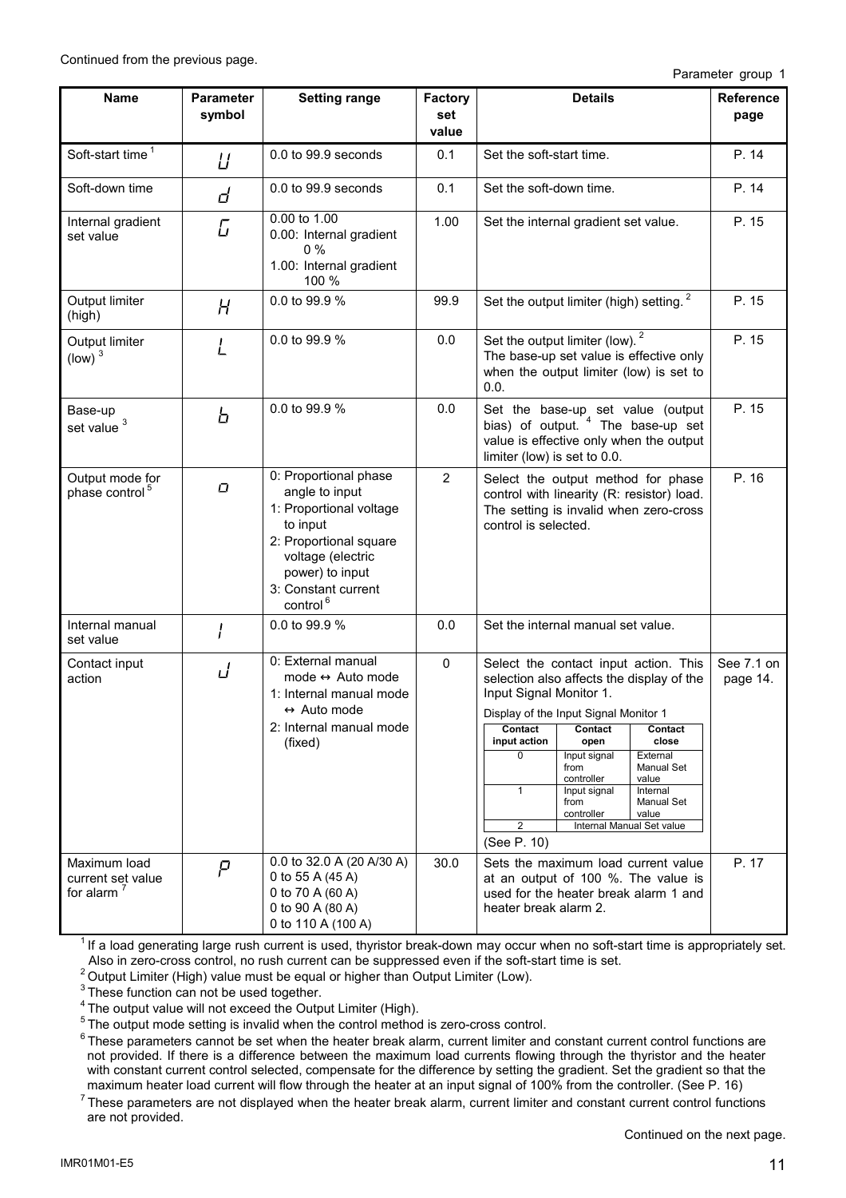Continued from the previous page.

Parameter group 1

| Name | Parameter symbol | Setting range | Factory set value | Details | Reference page |
|---|---|---|---|---|---|
| Soft-start time [1] | U | 0.0 to 99.9 seconds | 0.1 | Set the soft-start time. | P. 14 |
| Soft-down time | d | 0.0 to 99.9 seconds | 0.1 | Set the soft-down time. | P. 14 |
| Internal gradient set value | G | 0.00 to 1.00<br>0.00: Internal gradient 0 %<br>1.00: Internal gradient 100 % | 1.00 | Set the internal gradient set value. | P. 15 |
| Output limiter (high) | H | 0.0 to 99.9 % | 99.9 | Set the output limiter (high) setting. [2] | P. 15 |
| Output limiter (low) [3] | L | 0.0 to 99.9 % | 0.0 | Set the output limiter (low). [2]<br>The base-up set value is effective only when the output limiter (low) is set to 0.0. | P. 15 |
| Base-up set value [3] | b | 0.0 to 99.9 % | 0.0 | Set the base-up set value (output bias) of output. [4] The base-up set value is effective only when the output limiter (low) is set to 0.0. | P. 15 |
| Output mode for phase control [5] | o | 0: Proportional phase angle to input<br>1: Proportional voltage to input<br>2: Proportional square voltage (electric power) to input<br>3: Constant current control [6] | 2 | Select the output method for phase control with linearity (R: resistor) load. The setting is invalid when zero-cross control is selected. | P. 16 |
| Internal manual set value | I | 0.0 to 99.9 % | 0.0 | Set the internal manual set value. | |
| Contact input action | J | 0: External manual mode ↔ Auto mode<br>1: Internal manual mode ↔ Auto mode<br>2: Internal manual mode (fixed) | 0 | Select the contact input action. This selection also affects the display of the Input Signal Monitor 1.<br>Display of the Input Signal Monitor 1<br>Contact input action 0: Contact open = Input signal from controller; Contact close = External Manual Set value<br>Contact input action 1: Contact open = Input signal from controller; Contact close = Internal Manual Set value<br>Contact input action 2: Internal Manual Set value<br>(See P. 10) | See 7.1 on page 14. |
| Maximum load current set value for alarm [7] | P | 0.0 to 32.0 A (20 A/30 A)<br>0 to 55 A (45 A)<br>0 to 70 A (60 A)<br>0 to 90 A (80 A)<br>0 to 110 A (100 A) | 30.0 | Sets the maximum load current value at an output of 100 %. The value is used for the heater break alarm 1 and heater break alarm 2. | P. 17 |

[1] If a load generating large rush current is used, thyristor break-down may occur when no soft-start time is appropriately set. Also in zero-cross control, no rush current can be suppressed even if the soft-start time is set.

[2] Output Limiter (High) value must be equal or higher than Output Limiter (Low).

[3] These function can not be used together.

[4] The output value will not exceed the Output Limiter (High).

[5] The output mode setting is invalid when the control method is zero-cross control.

[6] These parameters cannot be set when the heater break alarm, current limiter and constant current control functions are not provided. If there is a difference between the maximum load currents flowing through the thyristor and the heater with constant current control selected, compensate for the difference by setting the gradient. Set the gradient so that the maximum heater load current will flow through the heater at an input signal of 100% from the controller. (See P. 16)

[7] These parameters are not displayed when the heater break alarm, current limiter and constant current control functions are not provided.

Continued on the next page.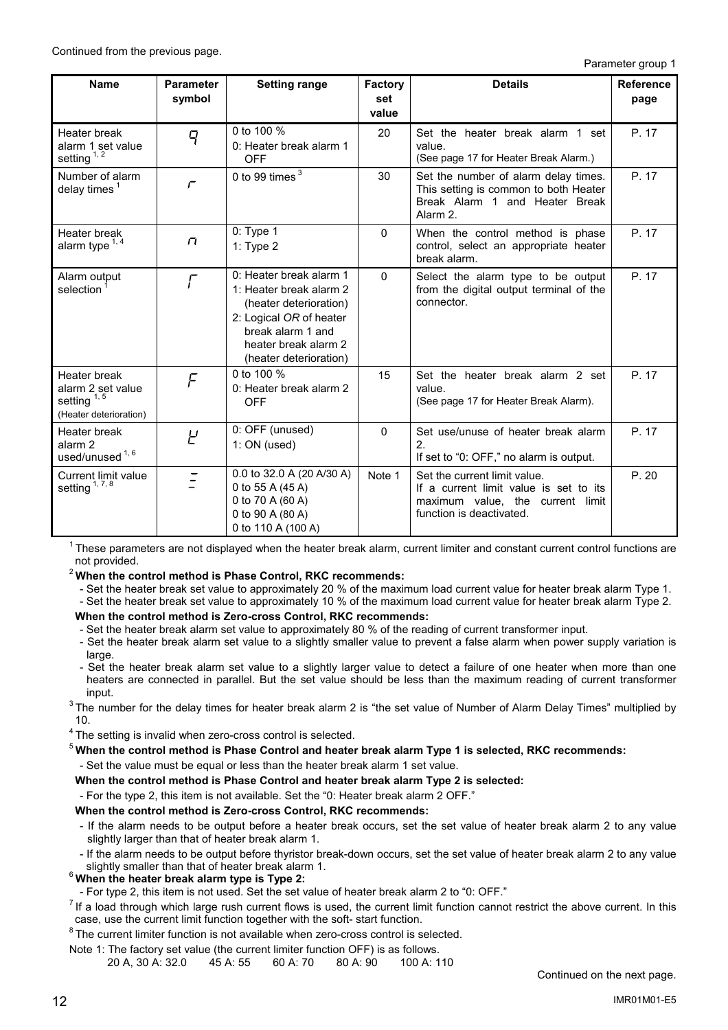Continued from the previous page.

Parameter group 1

| Name | Parameter symbol | Setting range | Factory set value | Details | Reference page |
|---|---|---|---|---|---|
| Heater break alarm 1 set value setting [1, 2] | ᒣ | 0 to 100 %<br>0: Heater break alarm 1 OFF | 20 | Set the heater break alarm 1 set value.<br>(See page 17 for Heater Break Alarm.) | P. 17 |
| Number of alarm delay times [1] | r | 0 to 99 times [3] | 30 | Set the number of alarm delay times. This setting is common to both Heater Break Alarm 1 and Heater Break Alarm 2. | P. 17 |
| Heater break alarm type [1, 4] | n | 0: Type 1<br>1: Type 2 | 0 | When the control method is phase control, select an appropriate heater break alarm. | P. 17 |
| Alarm output selection [1] | Γ | 0: Heater break alarm 1<br>1: Heater break alarm 2 (heater deterioration)<br>2: Logical *OR* of heater break alarm 1 and heater break alarm 2 (heater deterioration) | 0 | Select the alarm type to be output from the digital output terminal of the connector. | P. 17 |
| Heater break alarm 2 set value setting [1, 5] (Heater deterioration) | F | 0 to 100 %<br>0: Heater break alarm 2 OFF | 15 | Set the heater break alarm 2 set value.<br>(See page 17 for Heater Break Alarm). | P. 17 |
| Heater break alarm 2 used/unused [1, 6] | ㅂ | 0: OFF (unused)<br>1: ON (used) | 0 | Set use/unuse of heater break alarm 2.<br>If set to "0: OFF," no alarm is output. | P. 17 |
| Current limit value setting [1, 7, 8] | Ξ | 0.0 to 32.0 A (20 A/30 A)<br>0 to 55 A (45 A)<br>0 to 70 A (60 A)<br>0 to 90 A (80 A)<br>0 to 110 A (100 A) | Note 1 | Set the current limit value.<br>If a current limit value is set to its maximum value, the current limit function is deactivated. | P. 20 |

[1] These parameters are not displayed when the heater break alarm, current limiter and constant current control functions are not provided.

[2] **When the control method is Phase Control, RKC recommends:**

- Set the heater break set value to approximately 20 % of the maximum load current value for heater break alarm Type 1.
- Set the heater break set value to approximately 10 % of the maximum load current value for heater break alarm Type 2.

**When the control method is Zero-cross Control, RKC recommends:**

- Set the heater break alarm set value to approximately 80 % of the reading of current transformer input.
- Set the heater break alarm set value to a slightly smaller value to prevent a false alarm when power supply variation is large.
- Set the heater break alarm set value to a slightly larger value to detect a failure of one heater when more than one heaters are connected in parallel. But the set value should be less than the maximum reading of current transformer input.

[3] The number for the delay times for heater break alarm 2 is "the set value of Number of Alarm Delay Times" multiplied by 10.

[4] The setting is invalid when zero-cross control is selected.

[5] **When the control method is Phase Control and heater break alarm Type 1 is selected, RKC recommends:**

- Set the value must be equal or less than the heater break alarm 1 set value.

**When the control method is Phase Control and heater break alarm Type 2 is selected:**

- For the type 2, this item is not available. Set the "0: Heater break alarm 2 OFF."

**When the control method is Zero-cross Control, RKC recommends:**

- If the alarm needs to be output before a heater break occurs, set the set value of heater break alarm 2 to any value slightly larger than that of heater break alarm 1.
- If the alarm needs to be output before thyristor break-down occurs, set the set value of heater break alarm 2 to any value slightly smaller than that of heater break alarm 1.

[6] **When the heater break alarm type is Type 2:**

- For type 2, this item is not used. Set the set value of heater break alarm 2 to "0: OFF."

[7] If a load through which large rush current flows is used, the current limit function cannot restrict the above current. In this case, use the current limit function together with the soft- start function.

[8] The current limiter function is not available when zero-cross control is selected.

Note 1: The factory set value (the current limiter function OFF) is as follows.
20 A, 30 A: 32.0     45 A: 55     60 A: 70     80 A: 90     100 A: 110

Continued on the next page.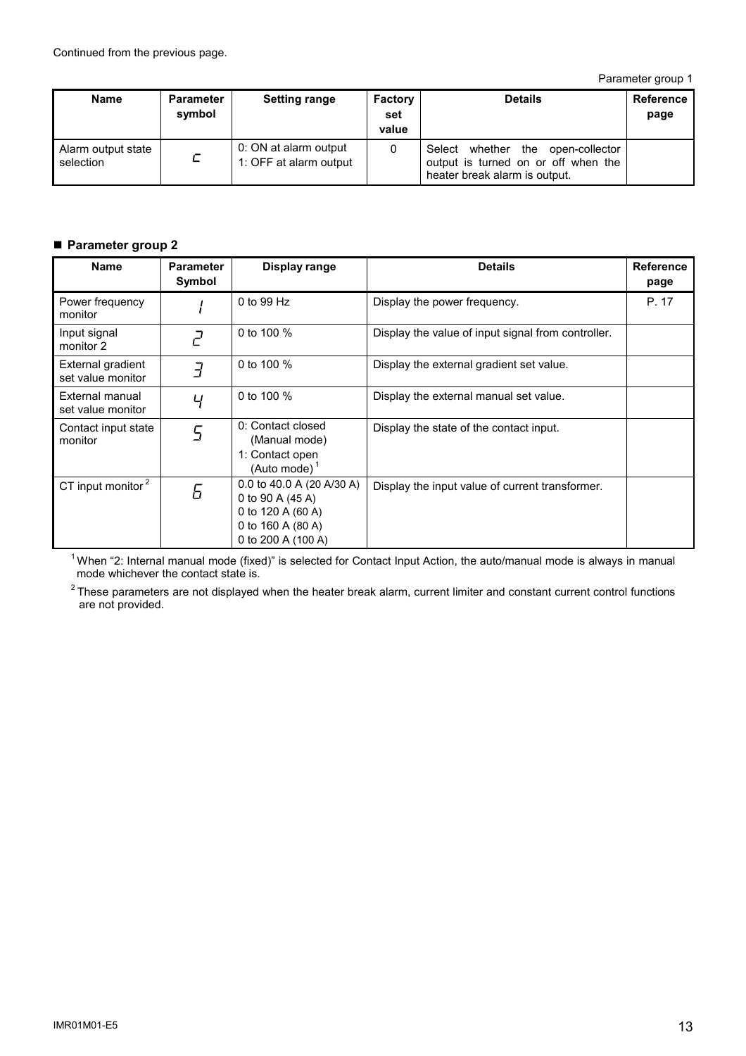Continued from the previous page.

Parameter group 1

| Name | Parameter symbol | Setting range | Factory set value | Details | Reference page |
|---|---|---|---|---|---|
| Alarm output state selection | c | 0: ON at alarm output<br>1: OFF at alarm output | 0 | Select whether the open-collector output is turned on or off when the heater break alarm is output. | |

## ■ Parameter group 2

| Name | Parameter Symbol | Display range | Details | Reference page |
|---|---|---|---|---|
| Power frequency monitor | 1 | 0 to 99 Hz | Display the power frequency. | P. 17 |
| Input signal monitor 2 | 2 | 0 to 100 % | Display the value of input signal from controller. | |
| External gradient set value monitor | 3 | 0 to 100 % | Display the external gradient set value. | |
| External manual set value monitor | 4 | 0 to 100 % | Display the external manual set value. | |
| Contact input state monitor | 5 | 0: Contact closed (Manual mode)<br>1: Contact open (Auto mode) [1] | Display the state of the contact input. | |
| CT input monitor [2] | 6 | 0.0 to 40.0 A (20 A/30 A)<br>0 to 90 A (45 A)<br>0 to 120 A (60 A)<br>0 to 160 A (80 A)<br>0 to 200 A (100 A) | Display the input value of current transformer. | |

[1] When "2: Internal manual mode (fixed)" is selected for Contact Input Action, the auto/manual mode is always in manual mode whichever the contact state is.

[2] These parameters are not displayed when the heater break alarm, current limiter and constant current control functions are not provided.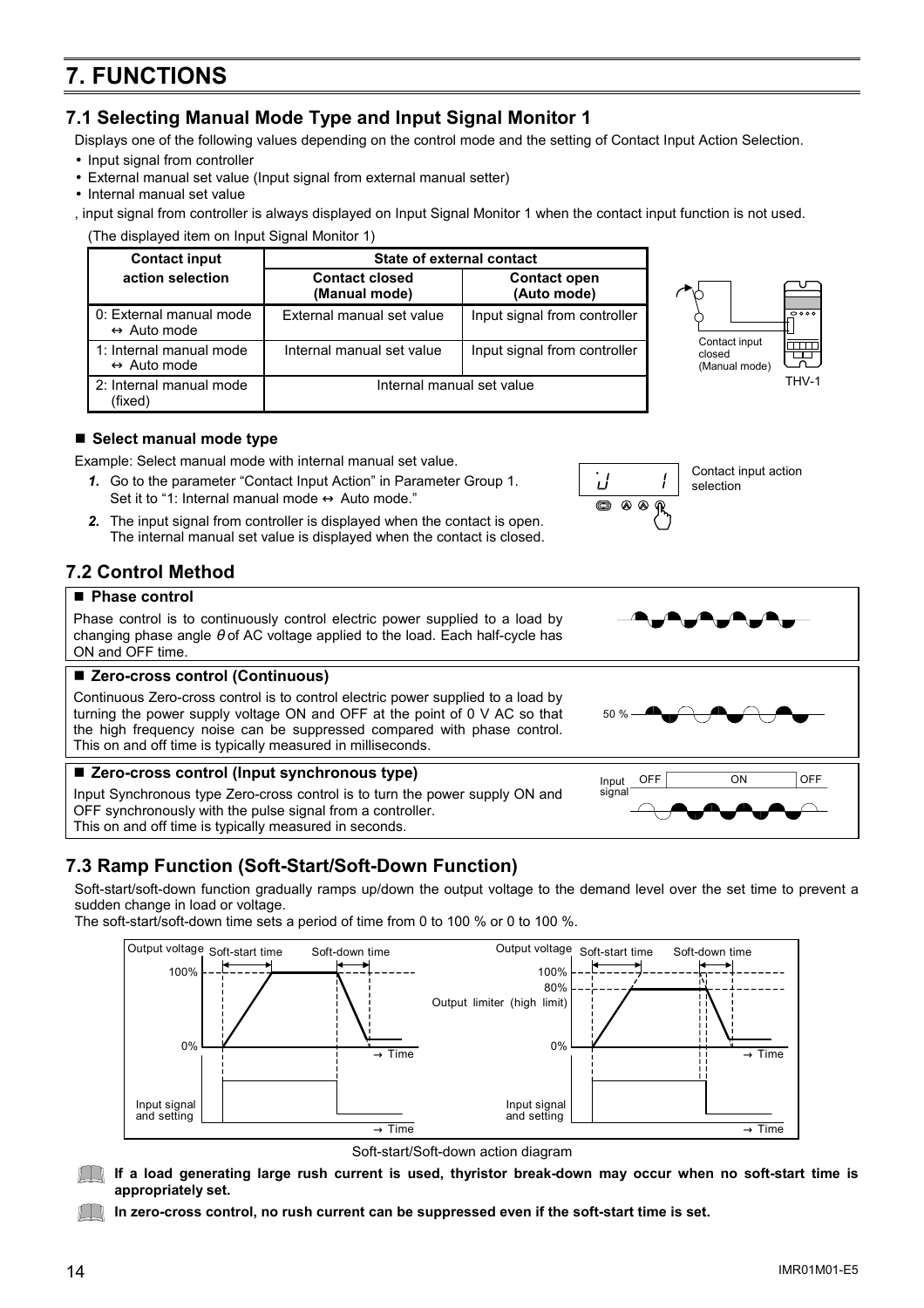# 7. FUNCTIONS

## 7.1 Selecting Manual Mode Type and Input Signal Monitor 1

Displays one of the following values depending on the control mode and the setting of Contact Input Action Selection.

- Input signal from controller
- External manual set value (Input signal from external manual setter)
- Internal manual set value

, input signal from controller is always displayed on Input Signal Monitor 1 when the contact input function is not used.

(The displayed item on Input Signal Monitor 1)

| Contact input action selection | State of external contact | |
|---|---|---|
| | Contact closed (Manual mode) | Contact open (Auto mode) |
| 0: External manual mode ↔ Auto mode | External manual set value | Input signal from controller |
| 1: Internal manual mode ↔ Auto mode | Internal manual set value | Input signal from controller |
| 2: Internal manual mode (fixed) | Internal manual set value | |

Contact input closed (Manual mode)

THV-1

### ■ Select manual mode type

Example: Select manual mode with internal manual set value.

1. Go to the parameter "Contact Input Action" in Parameter Group 1. Set it to "1: Internal manual mode ↔ Auto mode."
2. The input signal from controller is displayed when the contact is open. The internal manual set value is displayed when the contact is closed.

Contact input action selection

## 7.2 Control Method

### ■ Phase control

Phase control is to continuously control electric power supplied to a load by changing phase angle $\theta$ of AC voltage applied to the load. Each half-cycle has ON and OFF time.

### ■ Zero-cross control (Continuous)

Continuous Zero-cross control is to control electric power supplied to a load by turning the power supply voltage ON and OFF at the point of 0 V AC so that the high frequency noise can be suppressed compared with phase control. This on and off time is typically measured in milliseconds.

50 %

### ■ Zero-cross control (Input synchronous type)

Input Synchronous type Zero-cross control is to turn the power supply ON and OFF synchronously with the pulse signal from a controller.
This on and off time is typically measured in seconds.

Input signal OFF ON OFF

## 7.3 Ramp Function (Soft-Start/Soft-Down Function)

Soft-start/soft-down function gradually ramps up/down the output voltage to the demand level over the set time to prevent a sudden change in load or voltage.

The soft-start/soft-down time sets a period of time from 0 to 100 % or 0 to 100 %.

Soft-start/Soft-down action diagram

**If a load generating large rush current is used, thyristor break-down may occur when no soft-start time is appropriately set.**

**In zero-cross control, no rush current can be suppressed even if the soft-start time is set.**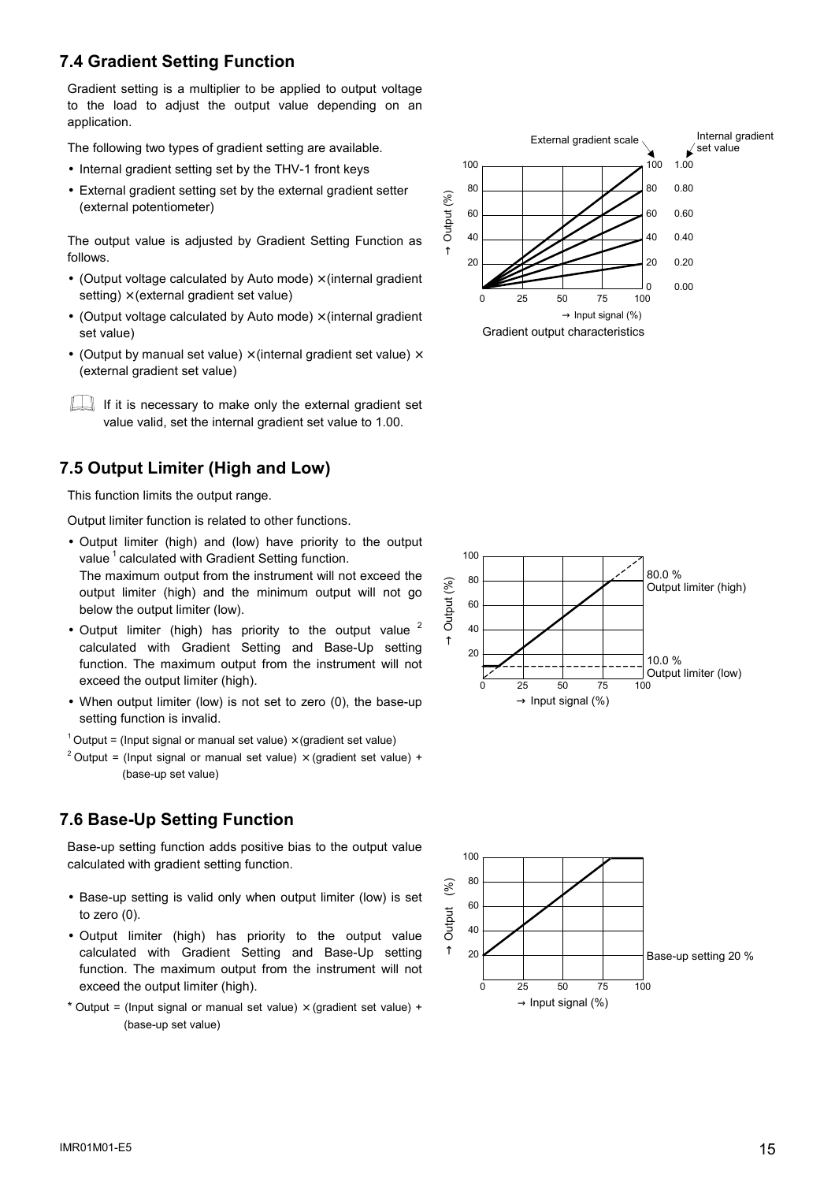## 7.4 Gradient Setting Function

Gradient setting is a multiplier to be applied to output voltage to the load to adjust the output value depending on an application.

The following two types of gradient setting are available.

- Internal gradient setting set by the THV-1 front keys
- External gradient setting set by the external gradient setter (external potentiometer)

The output value is adjusted by Gradient Setting Function as follows.

- (Output voltage calculated by Auto mode) ×(internal gradient setting) ×(external gradient set value)
- (Output voltage calculated by Auto mode) ×(internal gradient set value)
- (Output by manual set value) ×(internal gradient set value) × (external gradient set value)

If it is necessary to make only the external gradient set value valid, set the internal gradient set value to 1.00.

Gradient output characteristics

## 7.5 Output Limiter (High and Low)

This function limits the output range.

Output limiter function is related to other functions.

- Output limiter (high) and (low) have priority to the output value [1] calculated with Gradient Setting function.
  The maximum output from the instrument will not exceed the output limiter (high) and the minimum output will not go below the output limiter (low).
- Output limiter (high) has priority to the output value [2] calculated with Gradient Setting and Base-Up setting function. The maximum output from the instrument will not exceed the output limiter (high).
- When output limiter (low) is not set to zero (0), the base-up setting function is invalid.

[1] Output = (Input signal or manual set value) ×(gradient set value)

[2] Output = (Input signal or manual set value) ×(gradient set value) + (base-up set value)

## 7.6 Base-Up Setting Function

Base-up setting function adds positive bias to the output value calculated with gradient setting function.

- Base-up setting is valid only when output limiter (low) is set to zero (0).
- Output limiter (high) has priority to the output value calculated with Gradient Setting and Base-Up setting function. The maximum output from the instrument will not exceed the output limiter (high).

\* Output = (Input signal or manual set value) ×(gradient set value) + (base-up set value)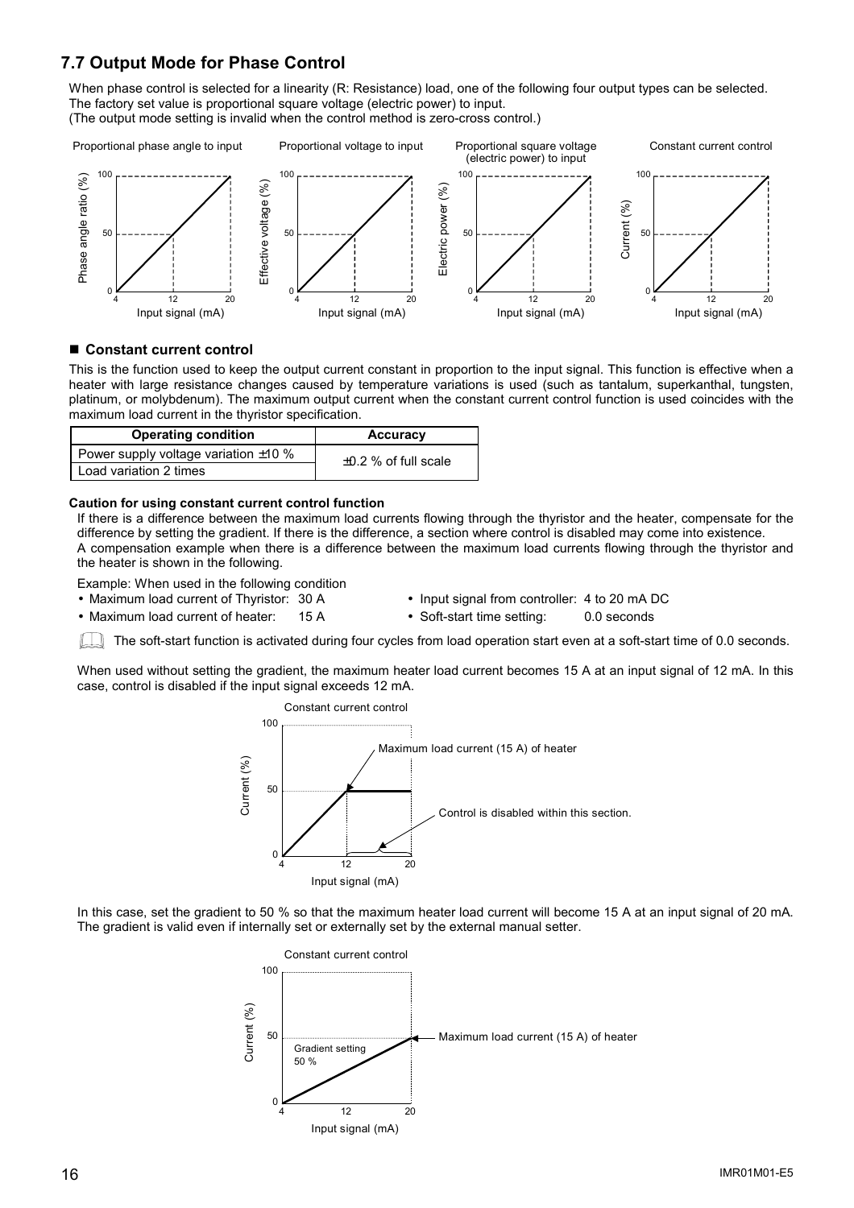## 7.7 Output Mode for Phase Control

When phase control is selected for a linearity (R: Resistance) load, one of the following four output types can be selected. The factory set value is proportional square voltage (electric power) to input.
(The output mode setting is invalid when the control method is zero-cross control.)

Proportional phase angle to input | Proportional voltage to input | Proportional square voltage (electric power) to input | Constant current control

### ■ Constant current control

This is the function used to keep the output current constant in proportion to the input signal. This function is effective when a heater with large resistance changes caused by temperature variations is used (such as tantalum, superkanthal, tungsten, platinum, or molybdenum). The maximum output current when the constant current control function is used coincides with the maximum load current in the thyristor specification.

| Operating condition | Accuracy |
| --- | --- |
| Power supply voltage variation ±10 % | ±0.2 % of full scale |
| Load variation 2 times | |

**Caution for using constant current control function**

If there is a difference between the maximum load currents flowing through the thyristor and the heater, compensate for the difference by setting the gradient. If there is the difference, a section where control is disabled may come into existence.
A compensation example when there is a difference between the maximum load currents flowing through the thyristor and the heater is shown in the following.

Example: When used in the following condition

- Maximum load current of Thyristor: 30 A
- Maximum load current of heater: 15 A
- Input signal from controller: 4 to 20 mA DC
- Soft-start time setting: 0.0 seconds

The soft-start function is activated during four cycles from load operation start even at a soft-start time of 0.0 seconds.

When used without setting the gradient, the maximum heater load current becomes 15 A at an input signal of 12 mA. In this case, control is disabled if the input signal exceeds 12 mA.

Constant current control
Maximum load current (15 A) of heater
Control is disabled within this section.

In this case, set the gradient to 50 % so that the maximum heater load current will become 15 A at an input signal of 20 mA. The gradient is valid even if internally set or externally set by the external manual setter.

Constant current control
Gradient setting 50 %
Maximum load current (15 A) of heater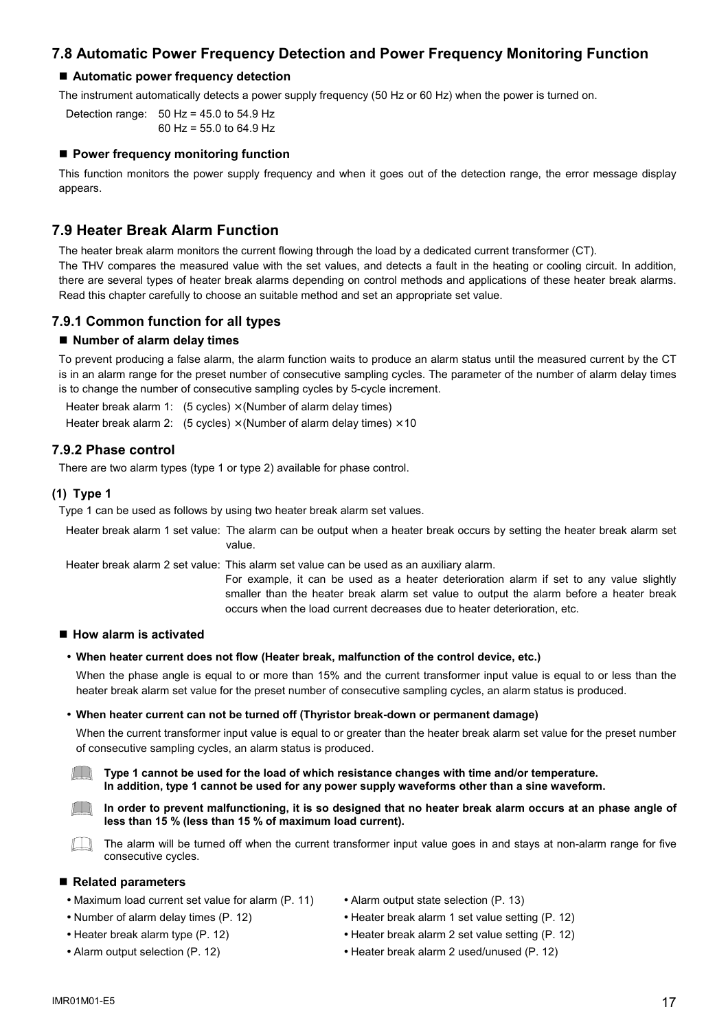## 7.8 Automatic Power Frequency Detection and Power Frequency Monitoring Function

### ■ Automatic power frequency detection

The instrument automatically detects a power supply frequency (50 Hz or 60 Hz) when the power is turned on.

Detection range: 50 Hz = 45.0 to 54.9 Hz
60 Hz = 55.0 to 64.9 Hz

### ■ Power frequency monitoring function

This function monitors the power supply frequency and when it goes out of the detection range, the error message display appears.

## 7.9 Heater Break Alarm Function

The heater break alarm monitors the current flowing through the load by a dedicated current transformer (CT).
The THV compares the measured value with the set values, and detects a fault in the heating or cooling circuit. In addition, there are several types of heater break alarms depending on control methods and applications of these heater break alarms. Read this chapter carefully to choose an suitable method and set an appropriate set value.

### 7.9.1 Common function for all types

#### ■ Number of alarm delay times

To prevent producing a false alarm, the alarm function waits to produce an alarm status until the measured current by the CT is in an alarm range for the preset number of consecutive sampling cycles. The parameter of the number of alarm delay times is to change the number of consecutive sampling cycles by 5-cycle increment.

Heater break alarm 1: (5 cycles) ×(Number of alarm delay times)
Heater break alarm 2: (5 cycles) ×(Number of alarm delay times) ×10

### 7.9.2 Phase control

There are two alarm types (type 1 or type 2) available for phase control.

#### (1) Type 1

Type 1 can be used as follows by using two heater break alarm set values.

Heater break alarm 1 set value: The alarm can be output when a heater break occurs by setting the heater break alarm set value.

Heater break alarm 2 set value: This alarm set value can be used as an auxiliary alarm.
For example, it can be used as a heater deterioration alarm if set to any value slightly smaller than the heater break alarm set value to output the alarm before a heater break occurs when the load current decreases due to heater deterioration, etc.

#### ■ How alarm is activated

- **When heater current does not flow (Heater break, malfunction of the control device, etc.)**

  When the phase angle is equal to or more than 15% and the current transformer input value is equal to or less than the heater break alarm set value for the preset number of consecutive sampling cycles, an alarm status is produced.

- **When heater current can not be turned off (Thyristor break-down or permanent damage)**

  When the current transformer input value is equal to or greater than the heater break alarm set value for the preset number of consecutive sampling cycles, an alarm status is produced.

**Type 1 cannot be used for the load of which resistance changes with time and/or temperature.**
**In addition, type 1 cannot be used for any power supply waveforms other than a sine waveform.**

**In order to prevent malfunctioning, it is so designed that no heater break alarm occurs at an phase angle of less than 15 % (less than 15 % of maximum load current).**

The alarm will be turned off when the current transformer input value goes in and stays at non-alarm range for five consecutive cycles.

#### ■ Related parameters

- Maximum load current set value for alarm (P. 11)
- Number of alarm delay times (P. 12)
- Heater break alarm type (P. 12)
- Alarm output selection (P. 12)
- Alarm output state selection (P. 13)
- Heater break alarm 1 set value setting (P. 12)
- Heater break alarm 2 set value setting (P. 12)
- Heater break alarm 2 used/unused (P. 12)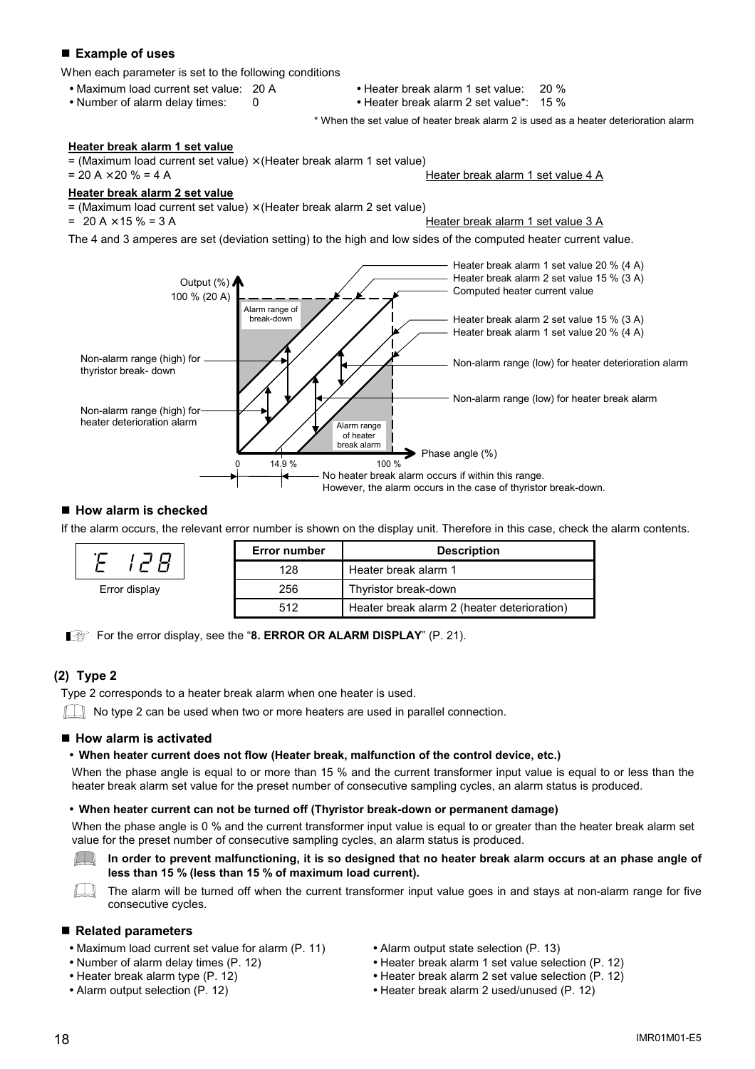## ■ Example of uses

When each parameter is set to the following conditions

- Maximum load current set value: 20 A
- Number of alarm delay times: 0
- Heater break alarm 1 set value: 20 %
- Heater break alarm 2 set value*: 15 %

\* When the set value of heater break alarm 2 is used as a heater deterioration alarm

**Heater break alarm 1 set value**

= (Maximum load current set value) × (Heater break alarm 1 set value)
= 20 A × 20 % = 4 A  Heater break alarm 1 set value 4 A

**Heater break alarm 2 set value**

= (Maximum load current set value) × (Heater break alarm 2 set value)
= 20 A × 15 % = 3 A  Heater break alarm 1 set value 3 A

The 4 and 3 amperes are set (deviation setting) to the high and low sides of the computed heater current value.

Output (%)
100 % (20 A)
Alarm range of break-down
Heater break alarm 1 set value 20 % (4 A)
Heater break alarm 2 set value 15 % (3 A)
Computed heater current value
Heater break alarm 2 set value 15 % (3 A)
Heater break alarm 1 set value 20 % (4 A)
Non-alarm range (high) for thyristor break- down
Non-alarm range (low) for heater deterioration alarm
Non-alarm range (low) for heater break alarm
Non-alarm range (high) for heater deterioration alarm
Alarm range of heater break alarm
Phase angle (%)
0  14.9 %  100 %
No heater break alarm occurs if within this range.
However, the alarm occurs in the case of thyristor break-down.

## ■ How alarm is checked

If the alarm occurs, the relevant error number is shown on the display unit. Therefore in this case, check the alarm contents.

E 128
Error display

| Error number | Description |
|---|---|
| 128 | Heater break alarm 1 |
| 256 | Thyristor break-down |
| 512 | Heater break alarm 2 (heater deterioration) |

For the error display, see the "**8. ERROR OR ALARM DISPLAY**" (P. 21).

### (2) Type 2

Type 2 corresponds to a heater break alarm when one heater is used.

No type 2 can be used when two or more heaters are used in parallel connection.

## ■ How alarm is activated

- **When heater current does not flow (Heater break, malfunction of the control device, etc.)**

When the phase angle is equal to or more than 15 % and the current transformer input value is equal to or less than the heater break alarm set value for the preset number of consecutive sampling cycles, an alarm status is produced.

- **When heater current can not be turned off (Thyristor break-down or permanent damage)**

When the phase angle is 0 % and the current transformer input value is equal to or greater than the heater break alarm set value for the preset number of consecutive sampling cycles, an alarm status is produced.

**In order to prevent malfunctioning, it is so designed that no heater break alarm occurs at an phase angle of less than 15 % (less than 15 % of maximum load current).**

The alarm will be turned off when the current transformer input value goes in and stays at non-alarm range for five consecutive cycles.

## ■ Related parameters

- Maximum load current set value for alarm (P. 11)
- Number of alarm delay times (P. 12)
- Heater break alarm type (P. 12)
- Alarm output selection (P. 12)
- Alarm output state selection (P. 13)
- Heater break alarm 1 set value selection (P. 12)
- Heater break alarm 2 set value selection (P. 12)
- Heater break alarm 2 used/unused (P. 12)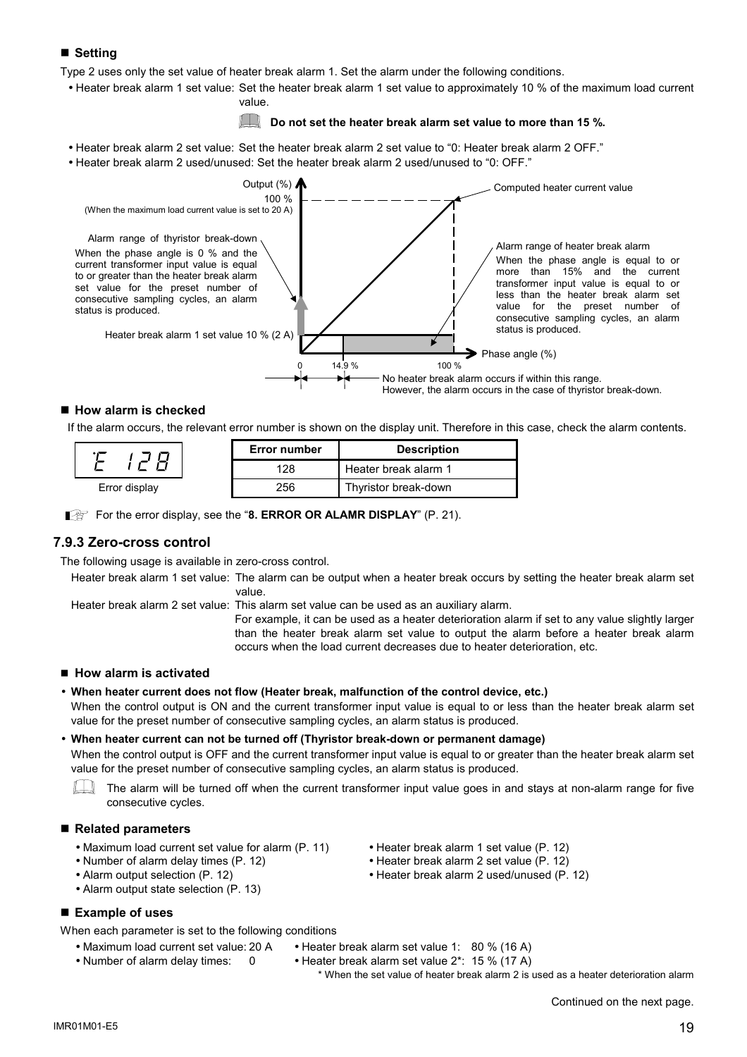■ **Setting**

Type 2 uses only the set value of heater break alarm 1. Set the alarm under the following conditions.

- Heater break alarm 1 set value: Set the heater break alarm 1 set value to approximately 10 % of the maximum load current value.

  **Do not set the heater break alarm set value to more than 15 %.**

- Heater break alarm 2 set value: Set the heater break alarm 2 set value to “0: Heater break alarm 2 OFF.”
- Heater break alarm 2 used/unused: Set the heater break alarm 2 used/unused to “0: OFF.”

Output (%)
100 %
(When the maximum load current value is set to 20 A)

Computed heater current value

Alarm range of thyristor break-down
When the phase angle is 0 % and the current transformer input value is equal to or greater than the heater break alarm set value for the preset number of consecutive sampling cycles, an alarm status is produced.

Alarm range of heater break alarm
When the phase angle is equal to or more than 15% and the current transformer input value is equal to or less than the heater break alarm set value for the preset number of consecutive sampling cycles, an alarm status is produced.

Heater break alarm 1 set value 10 % (2 A)

Phase angle (%)

0 14.9 % 100 %

No heater break alarm occurs if within this range.
However, the alarm occurs in the case of thyristor break-down.

■ **How alarm is checked**

If the alarm occurs, the relevant error number is shown on the display unit. Therefore in this case, check the alarm contents.

E 128
Error display

| Error number | Description |
|---|---|
| 128 | Heater break alarm 1 |
| 256 | Thyristor break-down |

For the error display, see the “**8. ERROR OR ALAMR DISPLAY**” (P. 21).

### 7.9.3 Zero-cross control

The following usage is available in zero-cross control.

Heater break alarm 1 set value: The alarm can be output when a heater break occurs by setting the heater break alarm set value.

Heater break alarm 2 set value: This alarm set value can be used as an auxiliary alarm.
For example, it can be used as a heater deterioration alarm if set to any value slightly larger than the heater break alarm set value to output the alarm before a heater break alarm occurs when the load current decreases due to heater deterioration, etc.

■ **How alarm is activated**

- **When heater current does not flow (Heater break, malfunction of the control device, etc.)**
  When the control output is ON and the current transformer input value is equal to or less than the heater break alarm set value for the preset number of consecutive sampling cycles, an alarm status is produced.
- **When heater current can not be turned off (Thyristor break-down or permanent damage)**
  When the control output is OFF and the current transformer input value is equal to or greater than the heater break alarm set value for the preset number of consecutive sampling cycles, an alarm status is produced.

  The alarm will be turned off when the current transformer input value goes in and stays at non-alarm range for five consecutive cycles.

■ **Related parameters**

- Maximum load current set value for alarm (P. 11)
- Number of alarm delay times (P. 12)
- Alarm output selection (P. 12)
- Alarm output state selection (P. 13)
- Heater break alarm 1 set value (P. 12)
- Heater break alarm 2 set value (P. 12)
- Heater break alarm 2 used/unused (P. 12)

■ **Example of uses**

When each parameter is set to the following conditions

- Maximum load current set value: 20 A
- Number of alarm delay times: 0
- Heater break alarm set value 1: 80 % (16 A)
- Heater break alarm set value 2*: 15 % (17 A)

\* When the set value of heater break alarm 2 is used as a heater deterioration alarm

Continued on the next page.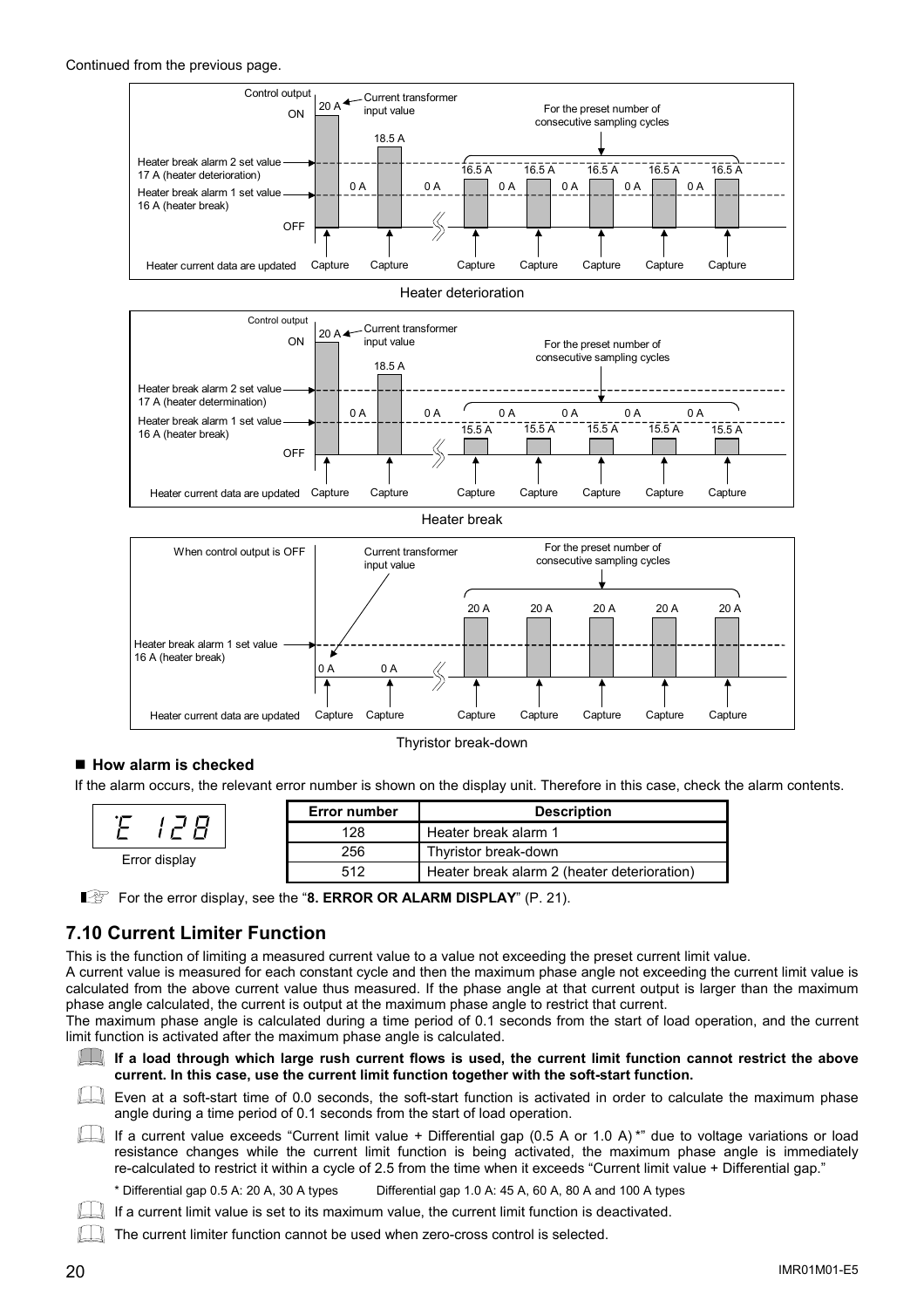Continued from the previous page.

Control output ON

20 A ← Current transformer input value

18.5 A

For the preset number of consecutive sampling cycles

Heater break alarm 2 set value 17 A (heater deterioration)

Heater break alarm 1 set value 16 A (heater break)

OFF

0 A 0 A 16.5 A 0 A 16.5 A 0 A 16.5 A 0 A 16.5 A 0 A 16.5 A

Heater current data are updated: Capture Capture Capture Capture Capture Capture Capture

Heater deterioration

Control output ON

20 A ← Current transformer input value

18.5 A

For the preset number of consecutive sampling cycles

Heater break alarm 2 set value 17 A (heater determination)

Heater break alarm 1 set value 16 A (heater break)

OFF

0 A 0 A 15.5 A 0 A 15.5 A 0 A 15.5 A 0 A 15.5 A 0 A 15.5 A

Heater current data are updated: Capture Capture Capture Capture Capture Capture Capture

Heater break

When control output is OFF

Current transformer input value

For the preset number of consecutive sampling cycles

20 A 20 A 20 A 20 A 20 A

Heater break alarm 1 set value 16 A (heater break)

0 A 0 A

Heater current data are updated: Capture Capture Capture Capture Capture Capture Capture

Thyristor break-down

## ■ How alarm is checked

If the alarm occurs, the relevant error number is shown on the display unit. Therefore in this case, check the alarm contents.

E 128

Error display

| Error number | Description |
|---|---|
| 128 | Heater break alarm 1 |
| 256 | Thyristor break-down |
| 512 | Heater break alarm 2 (heater deterioration) |

For the error display, see the "**8. ERROR OR ALARM DISPLAY**" (P. 21).

## 7.10 Current Limiter Function

This is the function of limiting a measured current value to a value not exceeding the preset current limit value.

A current value is measured for each constant cycle and then the maximum phase angle not exceeding the current limit value is calculated from the above current value thus measured. If the phase angle at that current output is larger than the maximum phase angle calculated, the current is output at the maximum phase angle to restrict that current.

The maximum phase angle is calculated during a time period of 0.1 seconds from the start of load operation, and the current limit function is activated after the maximum phase angle is calculated.

**If a load through which large rush current flows is used, the current limit function cannot restrict the above current. In this case, use the current limit function together with the soft-start function.**

Even at a soft-start time of 0.0 seconds, the soft-start function is activated in order to calculate the maximum phase angle during a time period of 0.1 seconds from the start of load operation.

If a current value exceeds "Current limit value + Differential gap (0.5 A or 1.0 A) *" due to voltage variations or load resistance changes while the current limit function is being activated, the maximum phase angle is immediately re-calculated to restrict it within a cycle of 2.5 from the time when it exceeds "Current limit value + Differential gap."

\* Differential gap 0.5 A: 20 A, 30 A types    Differential gap 1.0 A: 45 A, 60 A, 80 A and 100 A types

If a current limit value is set to its maximum value, the current limit function is deactivated.

The current limiter function cannot be used when zero-cross control is selected.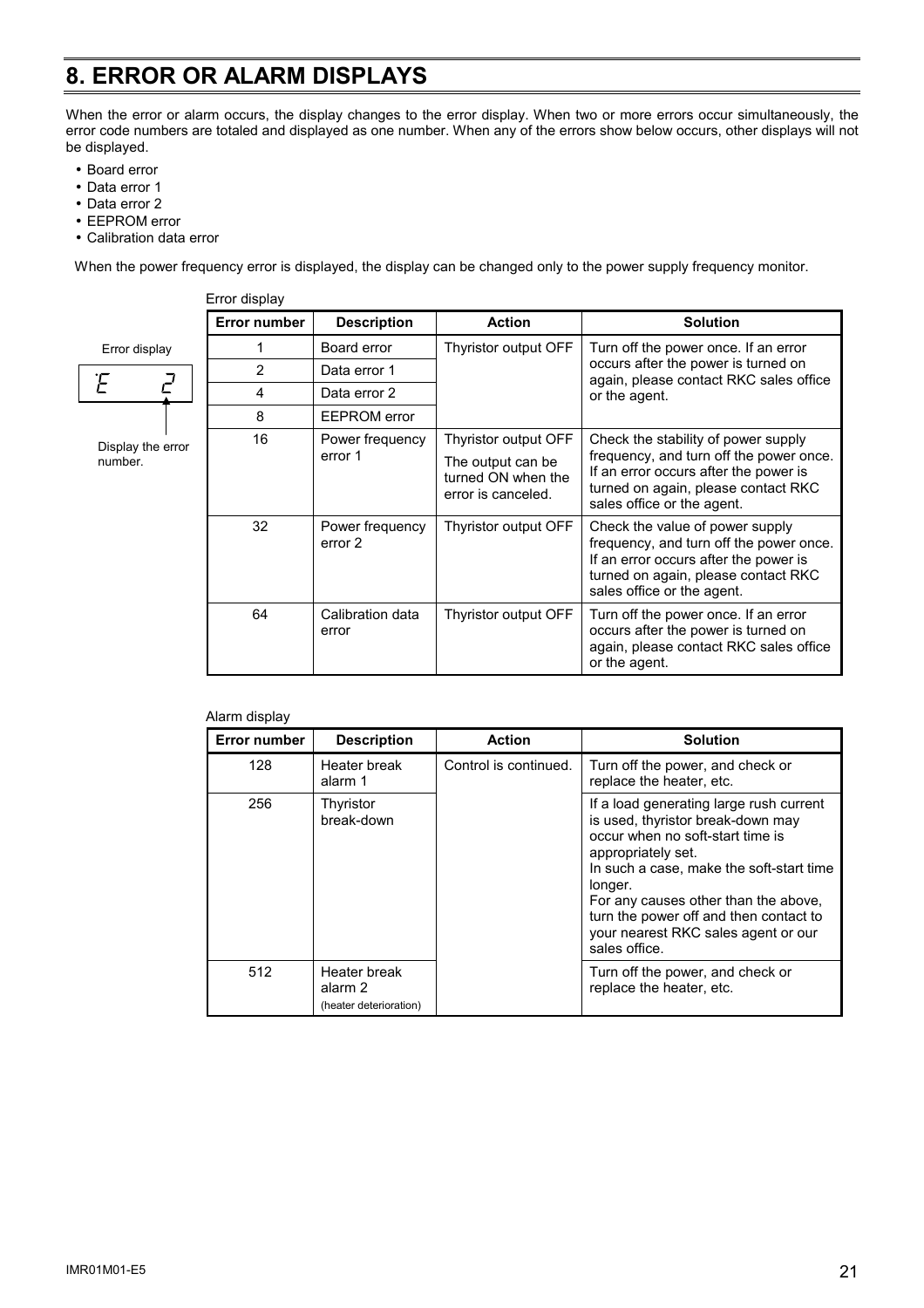# 8. ERROR OR ALARM DISPLAYS

When the error or alarm occurs, the display changes to the error display. When two or more errors occur simultaneously, the error code numbers are totaled and displayed as one number. When any of the errors show below occurs, other displays will not be displayed.

- Board error
- Data error 1
- Data error 2
- EEPROM error
- Calibration data error

When the power frequency error is displayed, the display can be changed only to the power supply frequency monitor.

Error display

E 2

Display the error number.

Error display

| Error number | Description | Action | Solution |
|---|---|---|---|
| 1 | Board error | Thyristor output OFF | Turn off the power once. If an error occurs after the power is turned on again, please contact RKC sales office or the agent. |
| 2 | Data error 1 | | |
| 4 | Data error 2 | | |
| 8 | EEPROM error | | |
| 16 | Power frequency error 1 | Thyristor output OFF<br>The output can be turned ON when the error is canceled. | Check the stability of power supply frequency, and turn off the power once. If an error occurs after the power is turned on again, please contact RKC sales office or the agent. |
| 32 | Power frequency error 2 | Thyristor output OFF | Check the value of power supply frequency, and turn off the power once. If an error occurs after the power is turned on again, please contact RKC sales office or the agent. |
| 64 | Calibration data error | Thyristor output OFF | Turn off the power once. If an error occurs after the power is turned on again, please contact RKC sales office or the agent. |

Alarm display

| Error number | Description | Action | Solution |
|---|---|---|---|
| 128 | Heater break alarm 1 | Control is continued. | Turn off the power, and check or replace the heater, etc. |
| 256 | Thyristor break-down | | If a load generating large rush current is used, thyristor break-down may occur when no soft-start time is appropriately set.<br>In such a case, make the soft-start time longer.<br>For any causes other than the above, turn the power off and then contact to your nearest RKC sales agent or our sales office. |
| 512 | Heater break alarm 2 (heater deterioration) | | Turn off the power, and check or replace the heater, etc. |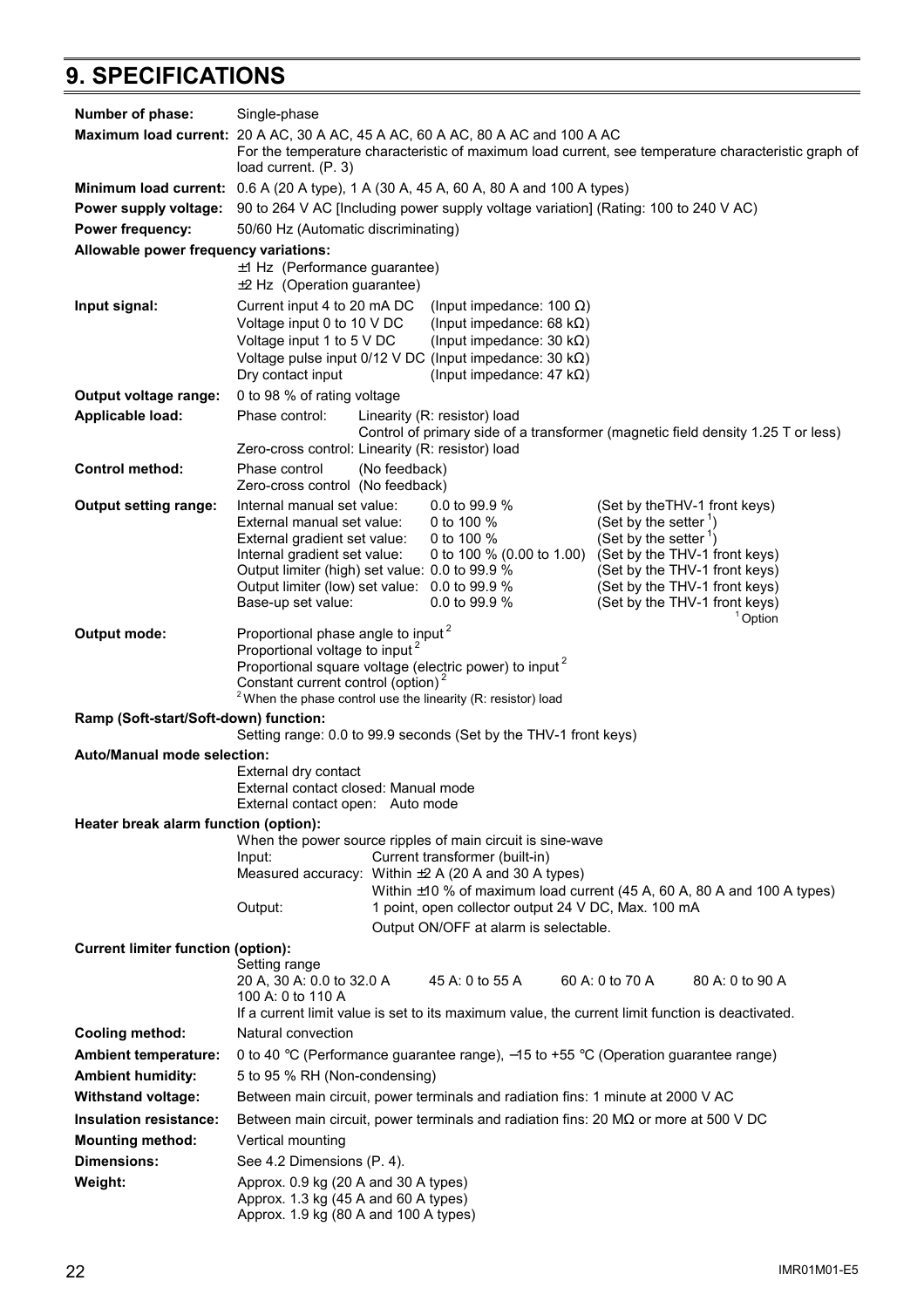# 9. SPECIFICATIONS

**Number of phase:** Single-phase

**Maximum load current:** 20 A AC, 30 A AC, 45 A AC, 60 A AC, 80 A AC and 100 A AC
For the temperature characteristic of maximum load current, see temperature characteristic graph of load current. (P. 3)

**Minimum load current:** 0.6 A (20 A type), 1 A (30 A, 45 A, 60 A, 80 A and 100 A types)

**Power supply voltage:** 90 to 264 V AC [Including power supply voltage variation] (Rating: 100 to 240 V AC)

**Power frequency:** 50/60 Hz (Automatic discriminating)

**Allowable power frequency variations:**
±1 Hz (Performance guarantee)
±2 Hz (Operation guarantee)

**Input signal:**

| | |
|---|---|
| Current input 4 to 20 mA DC | (Input impedance: 100 Ω) |
| Voltage input 0 to 10 V DC | (Input impedance: 68 kΩ) |
| Voltage input 1 to 5 V DC | (Input impedance: 30 kΩ) |
| Voltage pulse input 0/12 V DC | (Input impedance: 30 kΩ) |
| Dry contact input | (Input impedance: 47 kΩ) |

**Output voltage range:** 0 to 98 % of rating voltage

**Applicable load:**
Phase control: Linearity (R: resistor) load
Control of primary side of a transformer (magnetic field density 1.25 T or less)
Zero-cross control: Linearity (R: resistor) load

**Control method:**
Phase control (No feedback)
Zero-cross control (No feedback)

**Output setting range:**

| | | |
|---|---|---|
| Internal manual set value: | 0.0 to 99.9 % | (Set by theTHV-1 front keys) |
| External manual set value: | 0 to 100 % | (Set by the setter [1]) |
| External gradient set value: | 0 to 100 % | (Set by the setter [1]) |
| Internal gradient set value: | 0 to 100 % (0.00 to 1.00) | (Set by the THV-1 front keys) |
| Output limiter (high) set value: | 0.0 to 99.9 % | (Set by the THV-1 front keys) |
| Output limiter (low) set value: | 0.0 to 99.9 % | (Set by the THV-1 front keys) |
| Base-up set value: | 0.0 to 99.9 % | (Set by the THV-1 front keys) |

[1] Option

**Output mode:**
Proportional phase angle to input [2]
Proportional voltage to input [2]
Proportional square voltage (electric power) to input [2]
Constant current control (option) [2]
[2] When the phase control use the linearity (R: resistor) load

**Ramp (Soft-start/Soft-down) function:**
Setting range: 0.0 to 99.9 seconds (Set by the THV-1 front keys)

**Auto/Manual mode selection:**
External dry contact
External contact closed: Manual mode
External contact open: Auto mode

**Heater break alarm function (option):**
When the power source ripples of main circuit is sine-wave
Input: Current transformer (built-in)
Measured accuracy: Within ±2 A (20 A and 30 A types)
Within ±10 % of maximum load current (45 A, 60 A, 80 A and 100 A types)
Output: 1 point, open collector output 24 V DC, Max. 100 mA
Output ON/OFF at alarm is selectable.

**Current limiter function (option):**
Setting range
20 A, 30 A: 0.0 to 32.0 A    45 A: 0 to 55 A    60 A: 0 to 70 A    80 A: 0 to 90 A
100 A: 0 to 110 A
If a current limit value is set to its maximum value, the current limit function is deactivated.

**Cooling method:** Natural convection

**Ambient temperature:** 0 to 40 °C (Performance guarantee range), −15 to +55 °C (Operation guarantee range)

**Ambient humidity:** 5 to 95 % RH (Non-condensing)

**Withstand voltage:** Between main circuit, power terminals and radiation fins: 1 minute at 2000 V AC

**Insulation resistance:** Between main circuit, power terminals and radiation fins: 20 MΩ or more at 500 V DC

**Mounting method:** Vertical mounting

**Dimensions:** See 4.2 Dimensions (P. 4).

**Weight:**
Approx. 0.9 kg (20 A and 30 A types)
Approx. 1.3 kg (45 A and 60 A types)
Approx. 1.9 kg (80 A and 100 A types)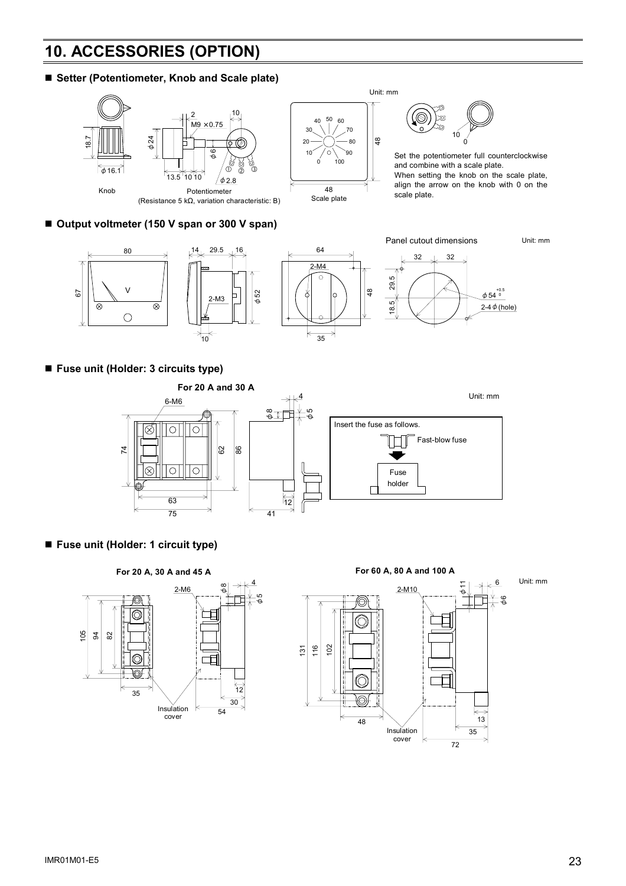# 10. ACCESSORIES (OPTION)

## ■ Setter (Potentiometer, Knob and Scale plate)

Unit: mm

Knob

Potentiometer
(Resistance 5 kΩ, variation characteristic: B)

Scale plate

Set the potentiometer full counterclockwise and combine with a scale plate.
When setting the knob on the scale plate, align the arrow on the knob with 0 on the scale plate.

## ■ Output voltmeter (150 V span or 300 V span)

Panel cutout dimensions

Unit: mm

## ■ Fuse unit (Holder: 3 circuits type)

**For 20 A and 30 A**

Unit: mm

Insert the fuse as follows.

Fast-blow fuse

Fuse holder

## ■ Fuse unit (Holder: 1 circuit type)

**For 20 A, 30 A and 45 A**

**For 60 A, 80 A and 100 A**

Unit: mm

Insulation cover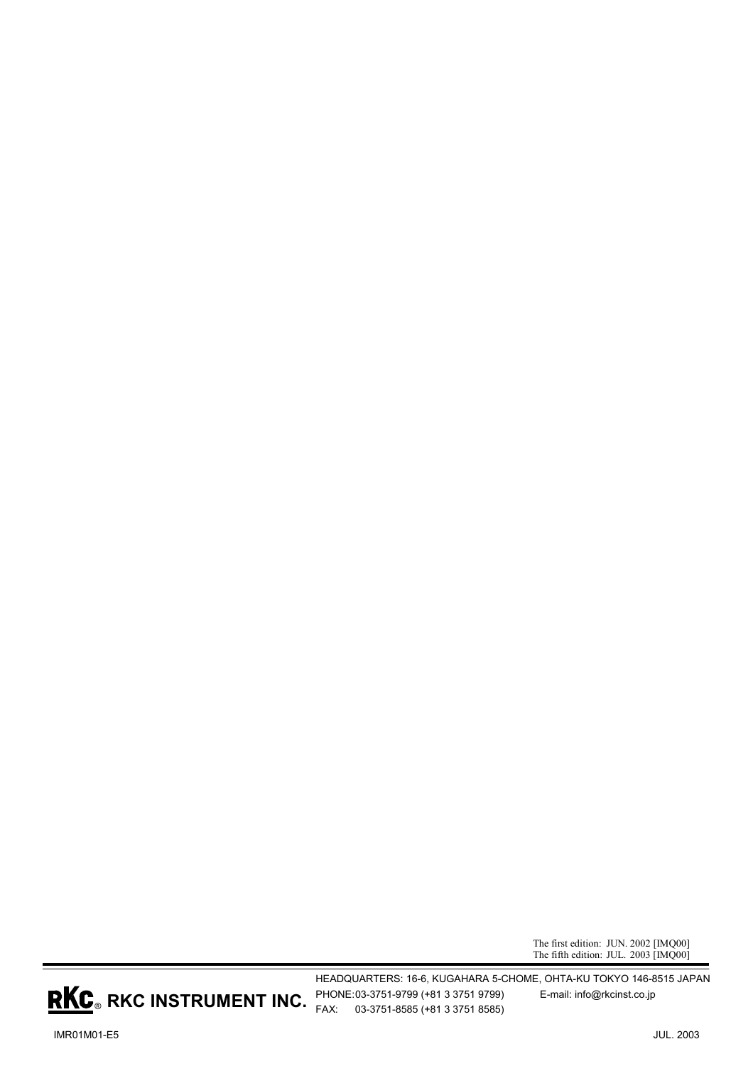The first edition: JUN. 2002 [IMQ00]
The fifth edition: JUL. 2003 [IMQ00]

**RKC INSTRUMENT INC.**

HEADQUARTERS: 16-6, KUGAHARA 5-CHOME, OHTA-KU TOKYO 146-8515 JAPAN
PHONE:03-3751-9799 (+81 3 3751 9799) E-mail: info@rkcinst.co.jp
FAX: 03-3751-8585 (+81 3 3751 8585)

IMR01M01-E5 JUL. 2003